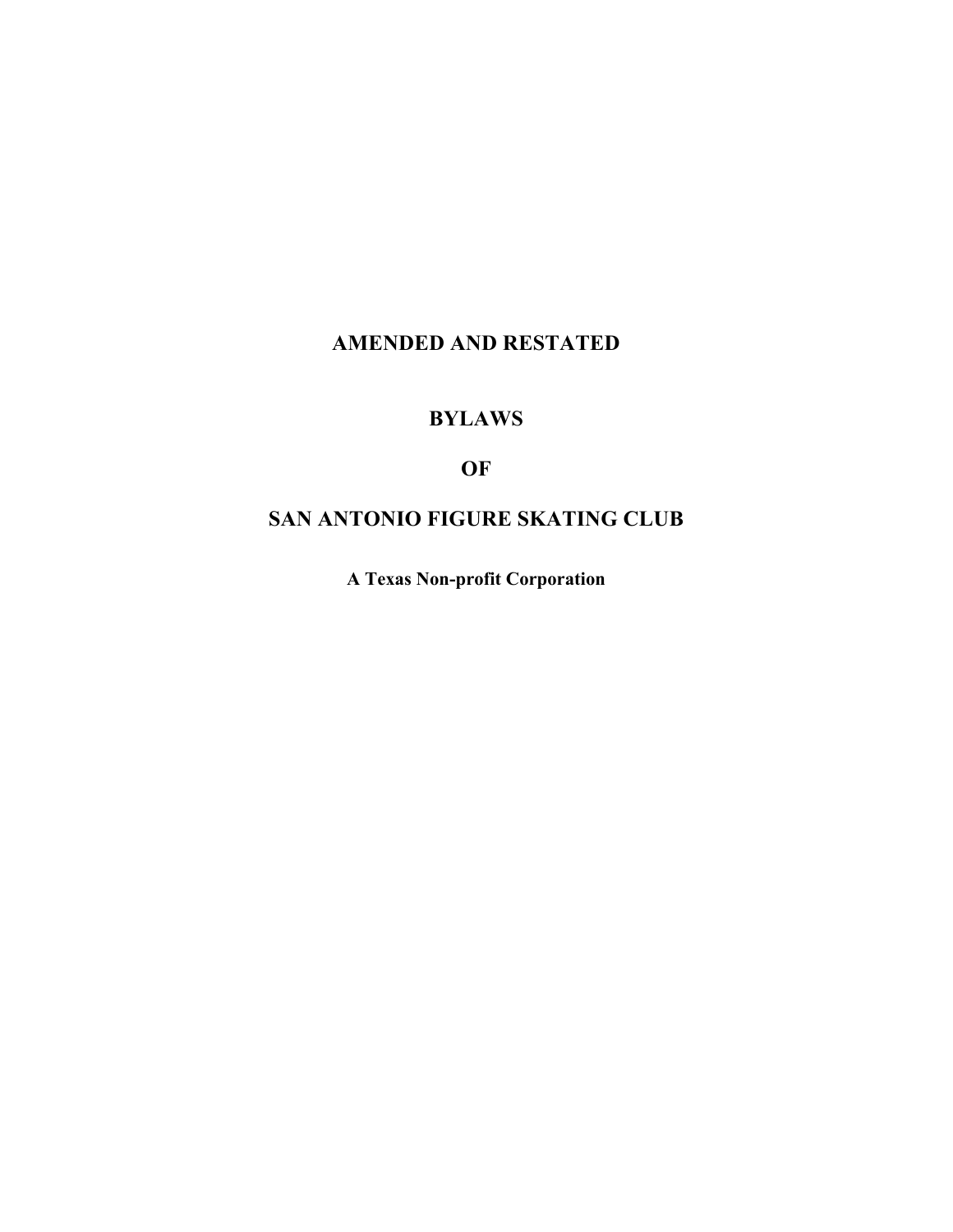# AMENDED AND RESTATED

# BYLAWS

# OF

# SAN ANTONIO FIGURE SKATING CLUB

**A Texas Non-profit Corporation**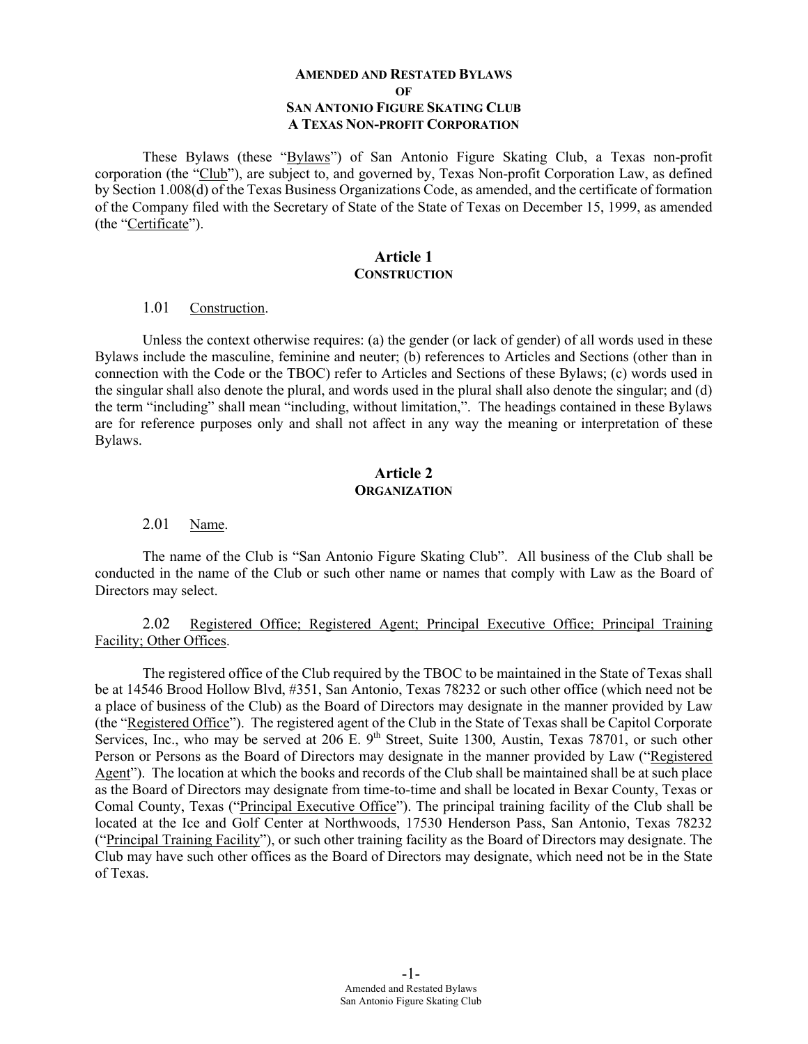**AMENDED AND RESTATED BYLAWS**
**OF**
**SAN ANTONIO FIGURE SKATING CLUB**
**A TEXAS NON-PROFIT CORPORATION**

These Bylaws (these "Bylaws") of San Antonio Figure Skating Club, a Texas non-profit corporation (the "Club"), are subject to, and governed by, Texas Non-profit Corporation Law, as defined by Section 1.008(d) of the Texas Business Organizations Code, as amended, and the certificate of formation of the Company filed with the Secretary of State of the State of Texas on December 15, 1999, as amended (the "Certificate").

## Article 1
## CONSTRUCTION

### 1.01 Construction.

Unless the context otherwise requires: (a) the gender (or lack of gender) of all words used in these Bylaws include the masculine, feminine and neuter; (b) references to Articles and Sections (other than in connection with the Code or the TBOC) refer to Articles and Sections of these Bylaws; (c) words used in the singular shall also denote the plural, and words used in the plural shall also denote the singular; and (d) the term "including" shall mean "including, without limitation,". The headings contained in these Bylaws are for reference purposes only and shall not affect in any way the meaning or interpretation of these Bylaws.

## Article 2
## ORGANIZATION

### 2.01 Name.

The name of the Club is "San Antonio Figure Skating Club". All business of the Club shall be conducted in the name of the Club or such other name or names that comply with Law as the Board of Directors may select.

### 2.02 Registered Office; Registered Agent; Principal Executive Office; Principal Training Facility; Other Offices.

The registered office of the Club required by the TBOC to be maintained in the State of Texas shall be at 14546 Brood Hollow Blvd, #351, San Antonio, Texas 78232 or such other office (which need not be a place of business of the Club) as the Board of Directors may designate in the manner provided by Law (the "Registered Office"). The registered agent of the Club in the State of Texas shall be Capitol Corporate Services, Inc., who may be served at 206 E. 9th Street, Suite 1300, Austin, Texas 78701, or such other Person or Persons as the Board of Directors may designate in the manner provided by Law ("Registered Agent"). The location at which the books and records of the Club shall be maintained shall be at such place as the Board of Directors may designate from time-to-time and shall be located in Bexar County, Texas or Comal County, Texas ("Principal Executive Office"). The principal training facility of the Club shall be located at the Ice and Golf Center at Northwoods, 17530 Henderson Pass, San Antonio, Texas 78232 ("Principal Training Facility"), or such other training facility as the Board of Directors may designate. The Club may have such other offices as the Board of Directors may designate, which need not be in the State of Texas.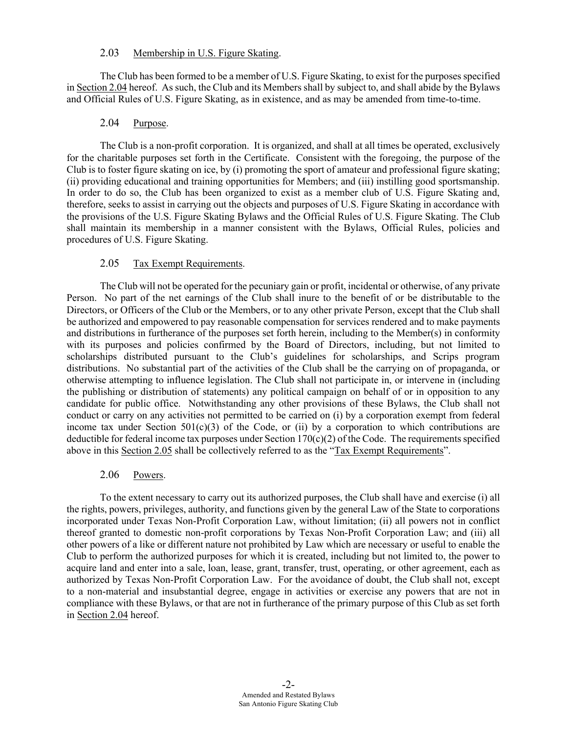### 2.03 Membership in U.S. Figure Skating.

The Club has been formed to be a member of U.S. Figure Skating, to exist for the purposes specified in Section 2.04 hereof. As such, the Club and its Members shall by subject to, and shall abide by the Bylaws and Official Rules of U.S. Figure Skating, as in existence, and as may be amended from time-to-time.

### 2.04 Purpose.

The Club is a non-profit corporation. It is organized, and shall at all times be operated, exclusively for the charitable purposes set forth in the Certificate. Consistent with the foregoing, the purpose of the Club is to foster figure skating on ice, by (i) promoting the sport of amateur and professional figure skating; (ii) providing educational and training opportunities for Members; and (iii) instilling good sportsmanship. In order to do so, the Club has been organized to exist as a member club of U.S. Figure Skating and, therefore, seeks to assist in carrying out the objects and purposes of U.S. Figure Skating in accordance with the provisions of the U.S. Figure Skating Bylaws and the Official Rules of U.S. Figure Skating. The Club shall maintain its membership in a manner consistent with the Bylaws, Official Rules, policies and procedures of U.S. Figure Skating.

### 2.05 Tax Exempt Requirements.

The Club will not be operated for the pecuniary gain or profit, incidental or otherwise, of any private Person. No part of the net earnings of the Club shall inure to the benefit of or be distributable to the Directors, or Officers of the Club or the Members, or to any other private Person, except that the Club shall be authorized and empowered to pay reasonable compensation for services rendered and to make payments and distributions in furtherance of the purposes set forth herein, including to the Member(s) in conformity with its purposes and policies confirmed by the Board of Directors, including, but not limited to scholarships distributed pursuant to the Club's guidelines for scholarships, and Scrips program distributions. No substantial part of the activities of the Club shall be the carrying on of propaganda, or otherwise attempting to influence legislation. The Club shall not participate in, or intervene in (including the publishing or distribution of statements) any political campaign on behalf of or in opposition to any candidate for public office. Notwithstanding any other provisions of these Bylaws, the Club shall not conduct or carry on any activities not permitted to be carried on (i) by a corporation exempt from federal income tax under Section 501(c)(3) of the Code, or (ii) by a corporation to which contributions are deductible for federal income tax purposes under Section 170(c)(2) of the Code. The requirements specified above in this Section 2.05 shall be collectively referred to as the "Tax Exempt Requirements".

### 2.06 Powers.

To the extent necessary to carry out its authorized purposes, the Club shall have and exercise (i) all the rights, powers, privileges, authority, and functions given by the general Law of the State to corporations incorporated under Texas Non-Profit Corporation Law, without limitation; (ii) all powers not in conflict thereof granted to domestic non-profit corporations by Texas Non-Profit Corporation Law; and (iii) all other powers of a like or different nature not prohibited by Law which are necessary or useful to enable the Club to perform the authorized purposes for which it is created, including but not limited to, the power to acquire land and enter into a sale, loan, lease, grant, transfer, trust, operating, or other agreement, each as authorized by Texas Non-Profit Corporation Law. For the avoidance of doubt, the Club shall not, except to a non-material and insubstantial degree, engage in activities or exercise any powers that are not in compliance with these Bylaws, or that are not in furtherance of the primary purpose of this Club as set forth in Section 2.04 hereof.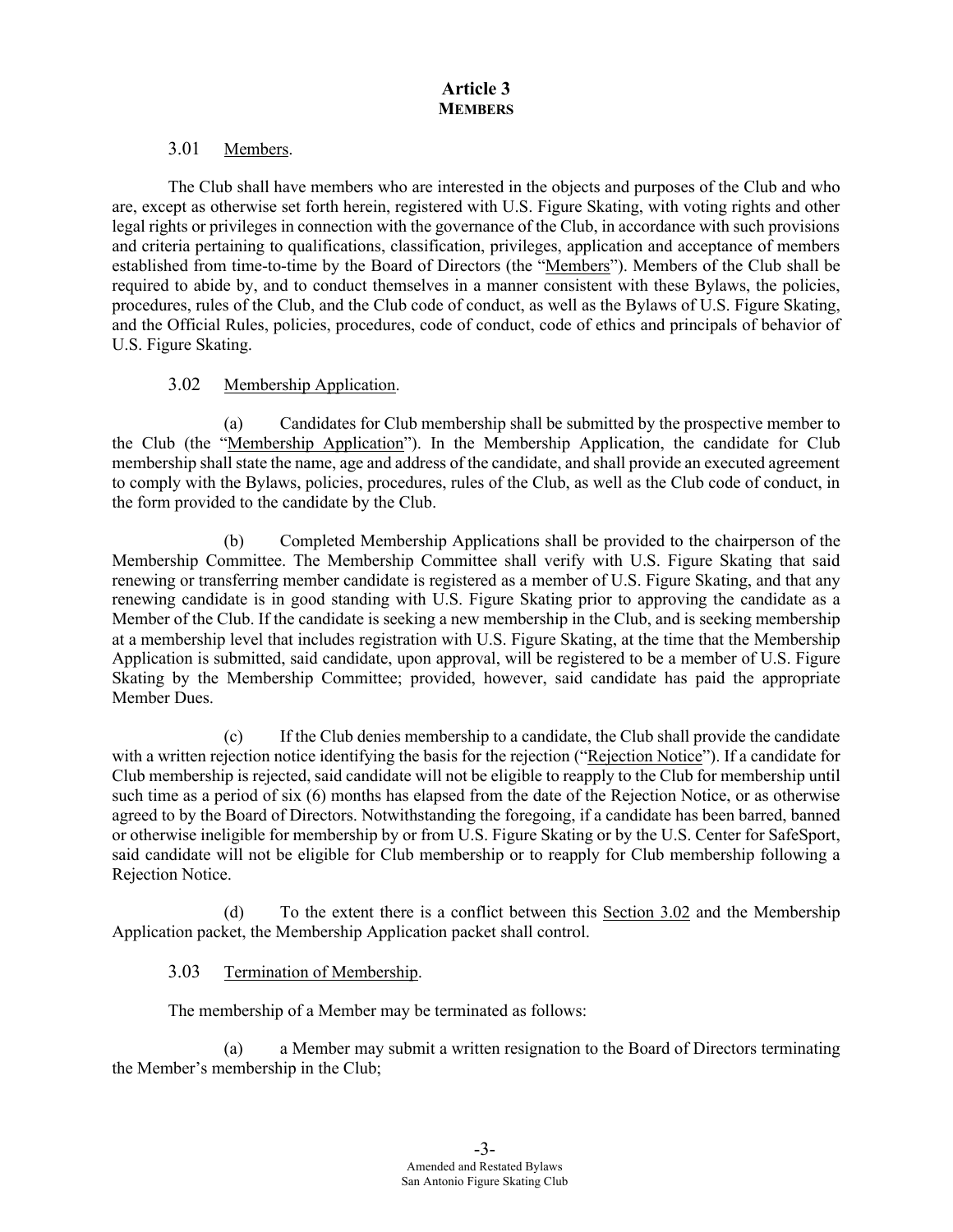# Article 3
## MEMBERS

3.01 Members.

The Club shall have members who are interested in the objects and purposes of the Club and who are, except as otherwise set forth herein, registered with U.S. Figure Skating, with voting rights and other legal rights or privileges in connection with the governance of the Club, in accordance with such provisions and criteria pertaining to qualifications, classification, privileges, application and acceptance of members established from time-to-time by the Board of Directors (the "Members"). Members of the Club shall be required to abide by, and to conduct themselves in a manner consistent with these Bylaws, the policies, procedures, rules of the Club, and the Club code of conduct, as well as the Bylaws of U.S. Figure Skating, and the Official Rules, policies, procedures, code of conduct, code of ethics and principals of behavior of U.S. Figure Skating.

3.02 Membership Application.

(a) Candidates for Club membership shall be submitted by the prospective member to the Club (the "Membership Application"). In the Membership Application, the candidate for Club membership shall state the name, age and address of the candidate, and shall provide an executed agreement to comply with the Bylaws, policies, procedures, rules of the Club, as well as the Club code of conduct, in the form provided to the candidate by the Club.

(b) Completed Membership Applications shall be provided to the chairperson of the Membership Committee. The Membership Committee shall verify with U.S. Figure Skating that said renewing or transferring member candidate is registered as a member of U.S. Figure Skating, and that any renewing candidate is in good standing with U.S. Figure Skating prior to approving the candidate as a Member of the Club. If the candidate is seeking a new membership in the Club, and is seeking membership at a membership level that includes registration with U.S. Figure Skating, at the time that the Membership Application is submitted, said candidate, upon approval, will be registered to be a member of U.S. Figure Skating by the Membership Committee; provided, however, said candidate has paid the appropriate Member Dues.

(c) If the Club denies membership to a candidate, the Club shall provide the candidate with a written rejection notice identifying the basis for the rejection ("Rejection Notice"). If a candidate for Club membership is rejected, said candidate will not be eligible to reapply to the Club for membership until such time as a period of six (6) months has elapsed from the date of the Rejection Notice, or as otherwise agreed to by the Board of Directors. Notwithstanding the foregoing, if a candidate has been barred, banned or otherwise ineligible for membership by or from U.S. Figure Skating or by the U.S. Center for SafeSport, said candidate will not be eligible for Club membership or to reapply for Club membership following a Rejection Notice.

(d) To the extent there is a conflict between this Section 3.02 and the Membership Application packet, the Membership Application packet shall control.

3.03 Termination of Membership.

The membership of a Member may be terminated as follows:

(a) a Member may submit a written resignation to the Board of Directors terminating the Member's membership in the Club;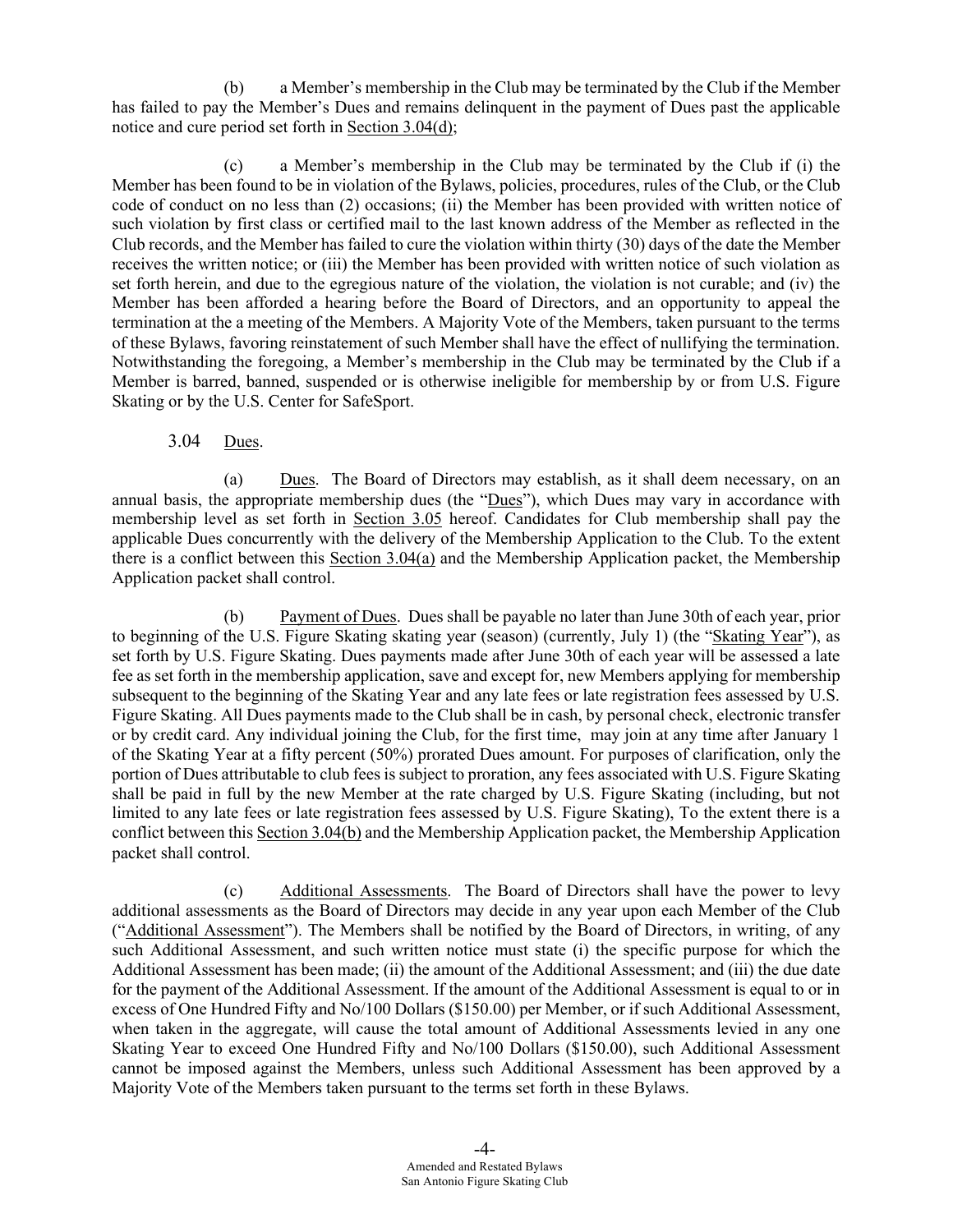(b) a Member's membership in the Club may be terminated by the Club if the Member has failed to pay the Member's Dues and remains delinquent in the payment of Dues past the applicable notice and cure period set forth in Section 3.04(d);

(c) a Member's membership in the Club may be terminated by the Club if (i) the Member has been found to be in violation of the Bylaws, policies, procedures, rules of the Club, or the Club code of conduct on no less than (2) occasions; (ii) the Member has been provided with written notice of such violation by first class or certified mail to the last known address of the Member as reflected in the Club records, and the Member has failed to cure the violation within thirty (30) days of the date the Member receives the written notice; or (iii) the Member has been provided with written notice of such violation as set forth herein, and due to the egregious nature of the violation, the violation is not curable; and (iv) the Member has been afforded a hearing before the Board of Directors, and an opportunity to appeal the termination at the a meeting of the Members. A Majority Vote of the Members, taken pursuant to the terms of these Bylaws, favoring reinstatement of such Member shall have the effect of nullifying the termination. Notwithstanding the foregoing, a Member's membership in the Club may be terminated by the Club if a Member is barred, banned, suspended or is otherwise ineligible for membership by or from U.S. Figure Skating or by the U.S. Center for SafeSport.

3.04 Dues.

(a) Dues. The Board of Directors may establish, as it shall deem necessary, on an annual basis, the appropriate membership dues (the "Dues"), which Dues may vary in accordance with membership level as set forth in Section 3.05 hereof. Candidates for Club membership shall pay the applicable Dues concurrently with the delivery of the Membership Application to the Club. To the extent there is a conflict between this Section 3.04(a) and the Membership Application packet, the Membership Application packet shall control.

(b) Payment of Dues. Dues shall be payable no later than June 30th of each year, prior to beginning of the U.S. Figure Skating skating year (season) (currently, July 1) (the "Skating Year"), as set forth by U.S. Figure Skating. Dues payments made after June 30th of each year will be assessed a late fee as set forth in the membership application, save and except for, new Members applying for membership subsequent to the beginning of the Skating Year and any late fees or late registration fees assessed by U.S. Figure Skating. All Dues payments made to the Club shall be in cash, by personal check, electronic transfer or by credit card. Any individual joining the Club, for the first time, may join at any time after January 1 of the Skating Year at a fifty percent (50%) prorated Dues amount. For purposes of clarification, only the portion of Dues attributable to club fees is subject to proration, any fees associated with U.S. Figure Skating shall be paid in full by the new Member at the rate charged by U.S. Figure Skating (including, but not limited to any late fees or late registration fees assessed by U.S. Figure Skating), To the extent there is a conflict between this Section 3.04(b) and the Membership Application packet, the Membership Application packet shall control.

(c) Additional Assessments. The Board of Directors shall have the power to levy additional assessments as the Board of Directors may decide in any year upon each Member of the Club ("Additional Assessment"). The Members shall be notified by the Board of Directors, in writing, of any such Additional Assessment, and such written notice must state (i) the specific purpose for which the Additional Assessment has been made; (ii) the amount of the Additional Assessment; and (iii) the due date for the payment of the Additional Assessment. If the amount of the Additional Assessment is equal to or in excess of One Hundred Fifty and No/100 Dollars ($150.00) per Member, or if such Additional Assessment, when taken in the aggregate, will cause the total amount of Additional Assessments levied in any one Skating Year to exceed One Hundred Fifty and No/100 Dollars ($150.00), such Additional Assessment cannot be imposed against the Members, unless such Additional Assessment has been approved by a Majority Vote of the Members taken pursuant to the terms set forth in these Bylaws.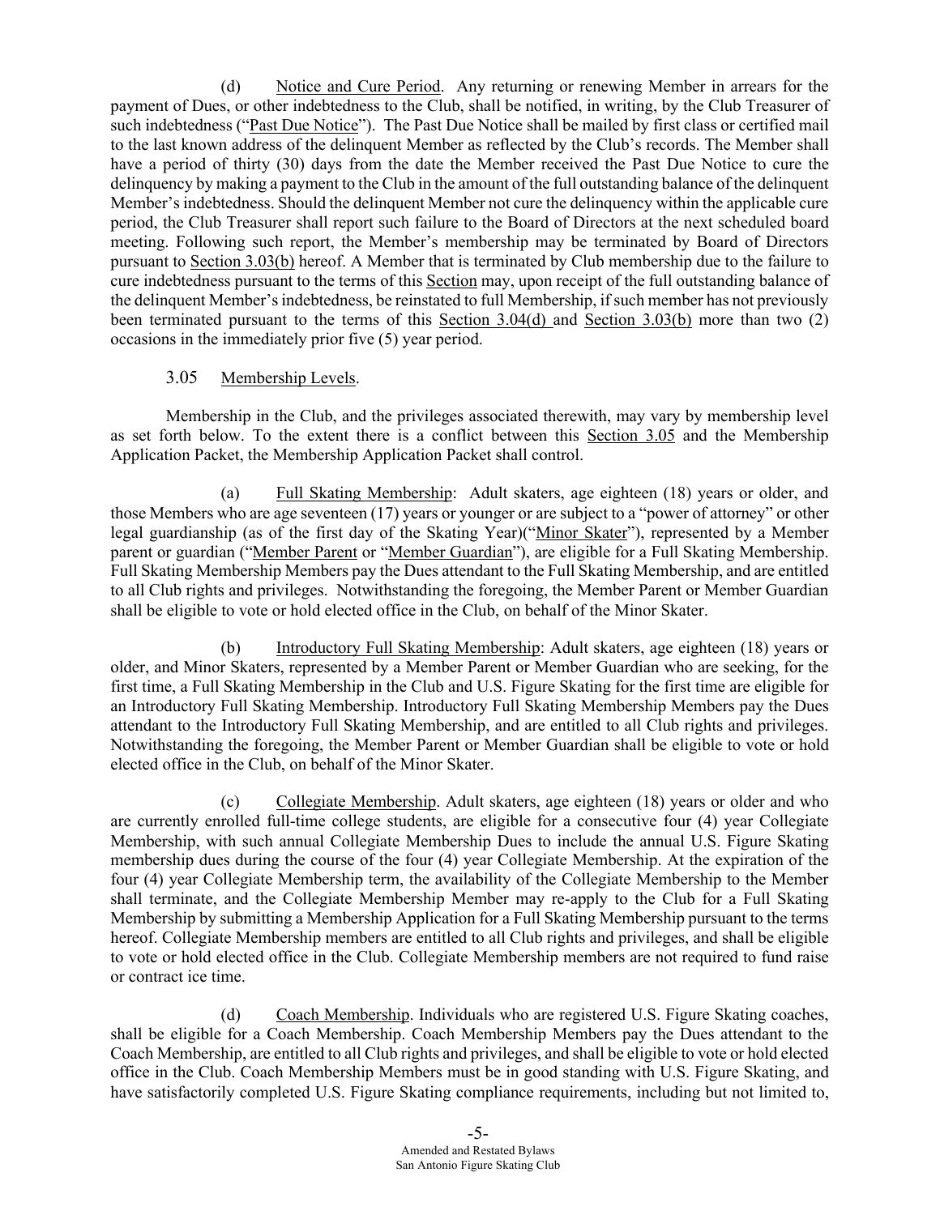(d) Notice and Cure Period. Any returning or renewing Member in arrears for the payment of Dues, or other indebtedness to the Club, shall be notified, in writing, by the Club Treasurer of such indebtedness ("Past Due Notice"). The Past Due Notice shall be mailed by first class or certified mail to the last known address of the delinquent Member as reflected by the Club's records. The Member shall have a period of thirty (30) days from the date the Member received the Past Due Notice to cure the delinquency by making a payment to the Club in the amount of the full outstanding balance of the delinquent Member's indebtedness. Should the delinquent Member not cure the delinquency within the applicable cure period, the Club Treasurer shall report such failure to the Board of Directors at the next scheduled board meeting. Following such report, the Member's membership may be terminated by Board of Directors pursuant to Section 3.03(b) hereof. A Member that is terminated by Club membership due to the failure to cure indebtedness pursuant to the terms of this Section may, upon receipt of the full outstanding balance of the delinquent Member's indebtedness, be reinstated to full Membership, if such member has not previously been terminated pursuant to the terms of this Section 3.04(d) and Section 3.03(b) more than two (2) occasions in the immediately prior five (5) year period.

### 3.05 Membership Levels.

Membership in the Club, and the privileges associated therewith, may vary by membership level as set forth below. To the extent there is a conflict between this Section 3.05 and the Membership Application Packet, the Membership Application Packet shall control.

(a) Full Skating Membership: Adult skaters, age eighteen (18) years or older, and those Members who are age seventeen (17) years or younger or are subject to a "power of attorney" or other legal guardianship (as of the first day of the Skating Year)("Minor Skater"), represented by a Member parent or guardian ("Member Parent or "Member Guardian"), are eligible for a Full Skating Membership. Full Skating Membership Members pay the Dues attendant to the Full Skating Membership, and are entitled to all Club rights and privileges. Notwithstanding the foregoing, the Member Parent or Member Guardian shall be eligible to vote or hold elected office in the Club, on behalf of the Minor Skater.

(b) Introductory Full Skating Membership: Adult skaters, age eighteen (18) years or older, and Minor Skaters, represented by a Member Parent or Member Guardian who are seeking, for the first time, a Full Skating Membership in the Club and U.S. Figure Skating for the first time are eligible for an Introductory Full Skating Membership. Introductory Full Skating Membership Members pay the Dues attendant to the Introductory Full Skating Membership, and are entitled to all Club rights and privileges. Notwithstanding the foregoing, the Member Parent or Member Guardian shall be eligible to vote or hold elected office in the Club, on behalf of the Minor Skater.

(c) Collegiate Membership. Adult skaters, age eighteen (18) years or older and who are currently enrolled full-time college students, are eligible for a consecutive four (4) year Collegiate Membership, with such annual Collegiate Membership Dues to include the annual U.S. Figure Skating membership dues during the course of the four (4) year Collegiate Membership. At the expiration of the four (4) year Collegiate Membership term, the availability of the Collegiate Membership to the Member shall terminate, and the Collegiate Membership Member may re-apply to the Club for a Full Skating Membership by submitting a Membership Application for a Full Skating Membership pursuant to the terms hereof. Collegiate Membership members are entitled to all Club rights and privileges, and shall be eligible to vote or hold elected office in the Club. Collegiate Membership members are not required to fund raise or contract ice time.

(d) Coach Membership. Individuals who are registered U.S. Figure Skating coaches, shall be eligible for a Coach Membership. Coach Membership Members pay the Dues attendant to the Coach Membership, are entitled to all Club rights and privileges, and shall be eligible to vote or hold elected office in the Club. Coach Membership Members must be in good standing with U.S. Figure Skating, and have satisfactorily completed U.S. Figure Skating compliance requirements, including but not limited to,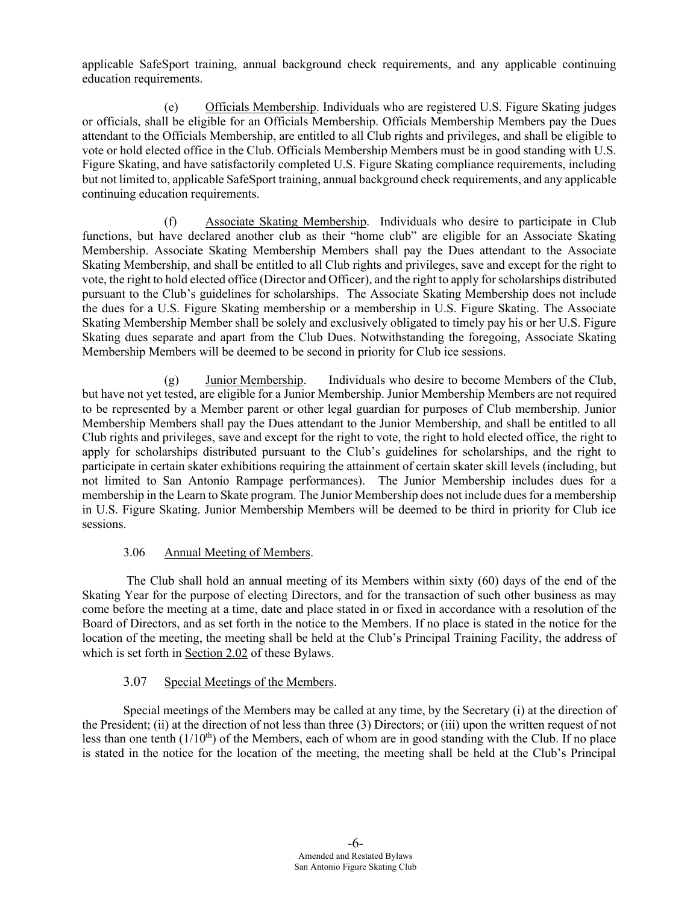applicable SafeSport training, annual background check requirements, and any applicable continuing education requirements.

(e) Officials Membership. Individuals who are registered U.S. Figure Skating judges or officials, shall be eligible for an Officials Membership. Officials Membership Members pay the Dues attendant to the Officials Membership, are entitled to all Club rights and privileges, and shall be eligible to vote or hold elected office in the Club. Officials Membership Members must be in good standing with U.S. Figure Skating, and have satisfactorily completed U.S. Figure Skating compliance requirements, including but not limited to, applicable SafeSport training, annual background check requirements, and any applicable continuing education requirements.

(f) Associate Skating Membership. Individuals who desire to participate in Club functions, but have declared another club as their "home club" are eligible for an Associate Skating Membership. Associate Skating Membership Members shall pay the Dues attendant to the Associate Skating Membership, and shall be entitled to all Club rights and privileges, save and except for the right to vote, the right to hold elected office (Director and Officer), and the right to apply for scholarships distributed pursuant to the Club's guidelines for scholarships. The Associate Skating Membership does not include the dues for a U.S. Figure Skating membership or a membership in U.S. Figure Skating. The Associate Skating Membership Member shall be solely and exclusively obligated to timely pay his or her U.S. Figure Skating dues separate and apart from the Club Dues. Notwithstanding the foregoing, Associate Skating Membership Members will be deemed to be second in priority for Club ice sessions.

(g) Junior Membership. Individuals who desire to become Members of the Club, but have not yet tested, are eligible for a Junior Membership. Junior Membership Members are not required to be represented by a Member parent or other legal guardian for purposes of Club membership. Junior Membership Members shall pay the Dues attendant to the Junior Membership, and shall be entitled to all Club rights and privileges, save and except for the right to vote, the right to hold elected office, the right to apply for scholarships distributed pursuant to the Club's guidelines for scholarships, and the right to participate in certain skater exhibitions requiring the attainment of certain skater skill levels (including, but not limited to San Antonio Rampage performances). The Junior Membership includes dues for a membership in the Learn to Skate program. The Junior Membership does not include dues for a membership in U.S. Figure Skating. Junior Membership Members will be deemed to be third in priority for Club ice sessions.

3.06 Annual Meeting of Members.

The Club shall hold an annual meeting of its Members within sixty (60) days of the end of the Skating Year for the purpose of electing Directors, and for the transaction of such other business as may come before the meeting at a time, date and place stated in or fixed in accordance with a resolution of the Board of Directors, and as set forth in the notice to the Members. If no place is stated in the notice for the location of the meeting, the meeting shall be held at the Club's Principal Training Facility, the address of which is set forth in Section 2.02 of these Bylaws.

3.07 Special Meetings of the Members.

Special meetings of the Members may be called at any time, by the Secretary (i) at the direction of the President; (ii) at the direction of not less than three (3) Directors; or (iii) upon the written request of not less than one tenth (1/10th) of the Members, each of whom are in good standing with the Club. If no place is stated in the notice for the location of the meeting, the meeting shall be held at the Club's Principal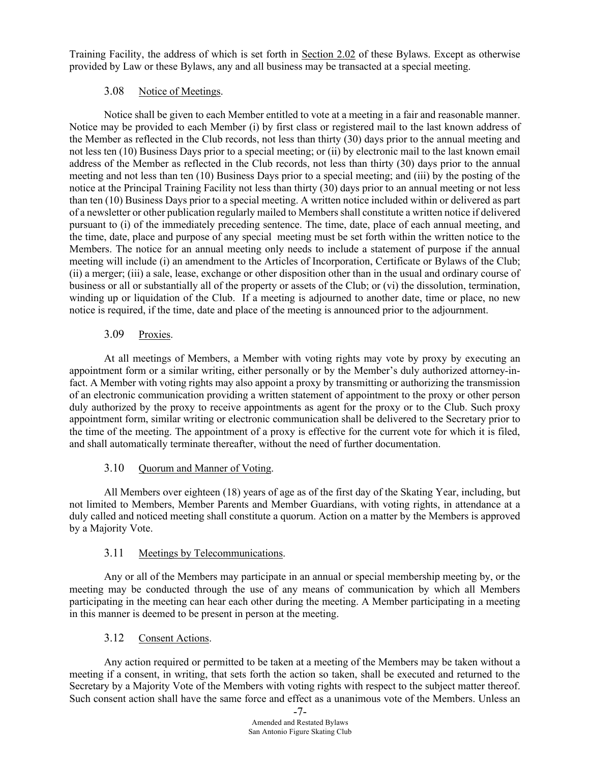Training Facility, the address of which is set forth in Section 2.02 of these Bylaws. Except as otherwise provided by Law or these Bylaws, any and all business may be transacted at a special meeting.

### 3.08 Notice of Meetings.

Notice shall be given to each Member entitled to vote at a meeting in a fair and reasonable manner. Notice may be provided to each Member (i) by first class or registered mail to the last known address of the Member as reflected in the Club records, not less than thirty (30) days prior to the annual meeting and not less ten (10) Business Days prior to a special meeting; or (ii) by electronic mail to the last known email address of the Member as reflected in the Club records, not less than thirty (30) days prior to the annual meeting and not less than ten (10) Business Days prior to a special meeting; and (iii) by the posting of the notice at the Principal Training Facility not less than thirty (30) days prior to an annual meeting or not less than ten (10) Business Days prior to a special meeting. A written notice included within or delivered as part of a newsletter or other publication regularly mailed to Members shall constitute a written notice if delivered pursuant to (i) of the immediately preceding sentence. The time, date, place of each annual meeting, and the time, date, place and purpose of any special meeting must be set forth within the written notice to the Members. The notice for an annual meeting only needs to include a statement of purpose if the annual meeting will include (i) an amendment to the Articles of Incorporation, Certificate or Bylaws of the Club; (ii) a merger; (iii) a sale, lease, exchange or other disposition other than in the usual and ordinary course of business or all or substantially all of the property or assets of the Club; or (vi) the dissolution, termination, winding up or liquidation of the Club. If a meeting is adjourned to another date, time or place, no new notice is required, if the time, date and place of the meeting is announced prior to the adjournment.

### 3.09 Proxies.

At all meetings of Members, a Member with voting rights may vote by proxy by executing an appointment form or a similar writing, either personally or by the Member's duly authorized attorney-in-fact. A Member with voting rights may also appoint a proxy by transmitting or authorizing the transmission of an electronic communication providing a written statement of appointment to the proxy or other person duly authorized by the proxy to receive appointments as agent for the proxy or to the Club. Such proxy appointment form, similar writing or electronic communication shall be delivered to the Secretary prior to the time of the meeting. The appointment of a proxy is effective for the current vote for which it is filed, and shall automatically terminate thereafter, without the need of further documentation.

### 3.10 Quorum and Manner of Voting.

All Members over eighteen (18) years of age as of the first day of the Skating Year, including, but not limited to Members, Member Parents and Member Guardians, with voting rights, in attendance at a duly called and noticed meeting shall constitute a quorum. Action on a matter by the Members is approved by a Majority Vote.

### 3.11 Meetings by Telecommunications.

Any or all of the Members may participate in an annual or special membership meeting by, or the meeting may be conducted through the use of any means of communication by which all Members participating in the meeting can hear each other during the meeting. A Member participating in a meeting in this manner is deemed to be present in person at the meeting.

### 3.12 Consent Actions.

Any action required or permitted to be taken at a meeting of the Members may be taken without a meeting if a consent, in writing, that sets forth the action so taken, shall be executed and returned to the Secretary by a Majority Vote of the Members with voting rights with respect to the subject matter thereof. Such consent action shall have the same force and effect as a unanimous vote of the Members. Unless an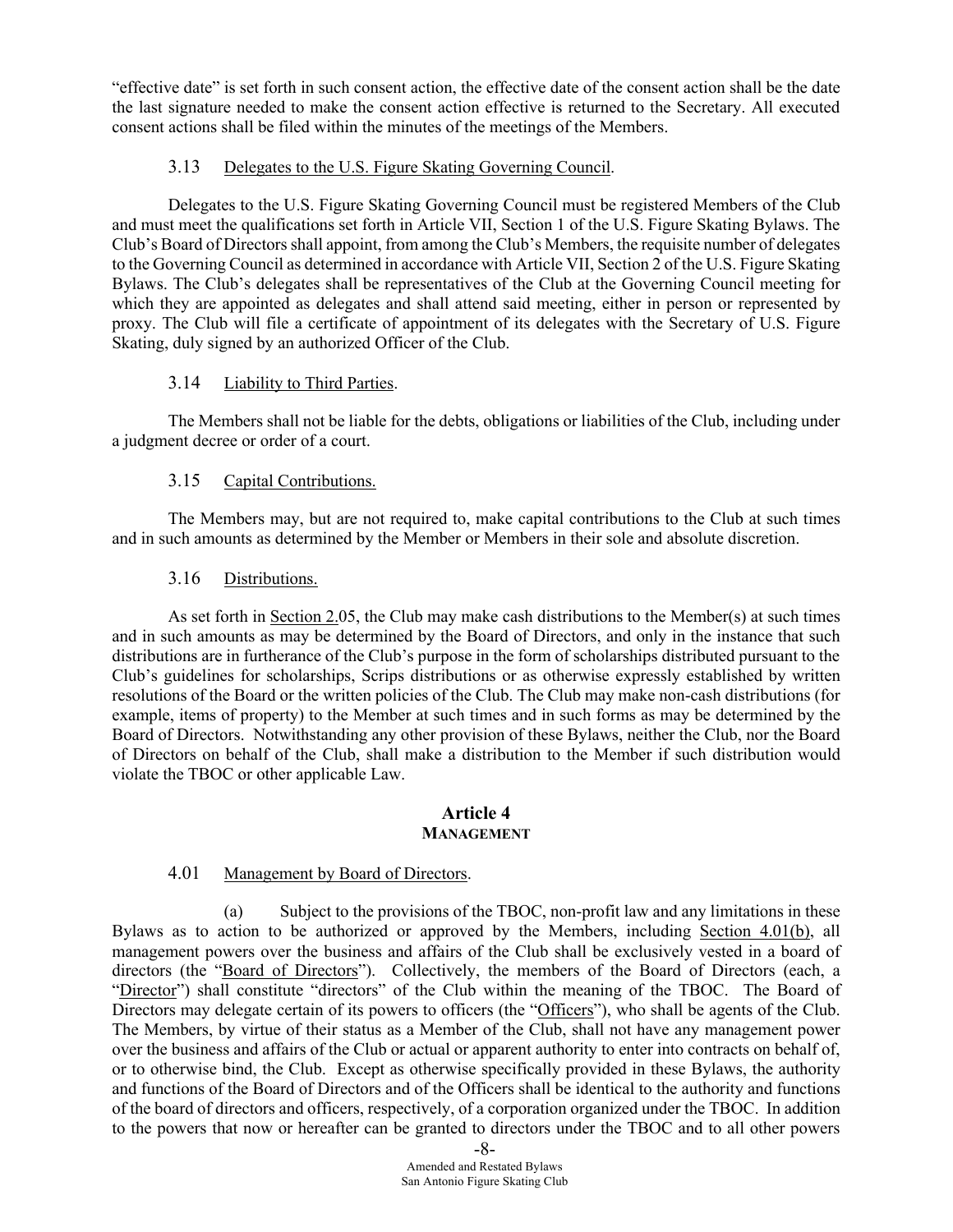"effective date" is set forth in such consent action, the effective date of the consent action shall be the date the last signature needed to make the consent action effective is returned to the Secretary. All executed consent actions shall be filed within the minutes of the meetings of the Members.

### 3.13 Delegates to the U.S. Figure Skating Governing Council.

Delegates to the U.S. Figure Skating Governing Council must be registered Members of the Club and must meet the qualifications set forth in Article VII, Section 1 of the U.S. Figure Skating Bylaws. The Club's Board of Directors shall appoint, from among the Club's Members, the requisite number of delegates to the Governing Council as determined in accordance with Article VII, Section 2 of the U.S. Figure Skating Bylaws. The Club's delegates shall be representatives of the Club at the Governing Council meeting for which they are appointed as delegates and shall attend said meeting, either in person or represented by proxy. The Club will file a certificate of appointment of its delegates with the Secretary of U.S. Figure Skating, duly signed by an authorized Officer of the Club.

### 3.14 Liability to Third Parties.

The Members shall not be liable for the debts, obligations or liabilities of the Club, including under a judgment decree or order of a court.

### 3.15 Capital Contributions.

The Members may, but are not required to, make capital contributions to the Club at such times and in such amounts as determined by the Member or Members in their sole and absolute discretion.

### 3.16 Distributions.

As set forth in Section 2.05, the Club may make cash distributions to the Member(s) at such times and in such amounts as may be determined by the Board of Directors, and only in the instance that such distributions are in furtherance of the Club's purpose in the form of scholarships distributed pursuant to the Club's guidelines for scholarships, Scrips distributions or as otherwise expressly established by written resolutions of the Board or the written policies of the Club. The Club may make non-cash distributions (for example, items of property) to the Member at such times and in such forms as may be determined by the Board of Directors. Notwithstanding any other provision of these Bylaws, neither the Club, nor the Board of Directors on behalf of the Club, shall make a distribution to the Member if such distribution would violate the TBOC or other applicable Law.

## Article 4
## MANAGEMENT

### 4.01 Management by Board of Directors.

(a) Subject to the provisions of the TBOC, non-profit law and any limitations in these Bylaws as to action to be authorized or approved by the Members, including Section 4.01(b), all management powers over the business and affairs of the Club shall be exclusively vested in a board of directors (the "Board of Directors"). Collectively, the members of the Board of Directors (each, a "Director") shall constitute "directors" of the Club within the meaning of the TBOC. The Board of Directors may delegate certain of its powers to officers (the "Officers"), who shall be agents of the Club. The Members, by virtue of their status as a Member of the Club, shall not have any management power over the business and affairs of the Club or actual or apparent authority to enter into contracts on behalf of, or to otherwise bind, the Club. Except as otherwise specifically provided in these Bylaws, the authority and functions of the Board of Directors and of the Officers shall be identical to the authority and functions of the board of directors and officers, respectively, of a corporation organized under the TBOC. In addition to the powers that now or hereafter can be granted to directors under the TBOC and to all other powers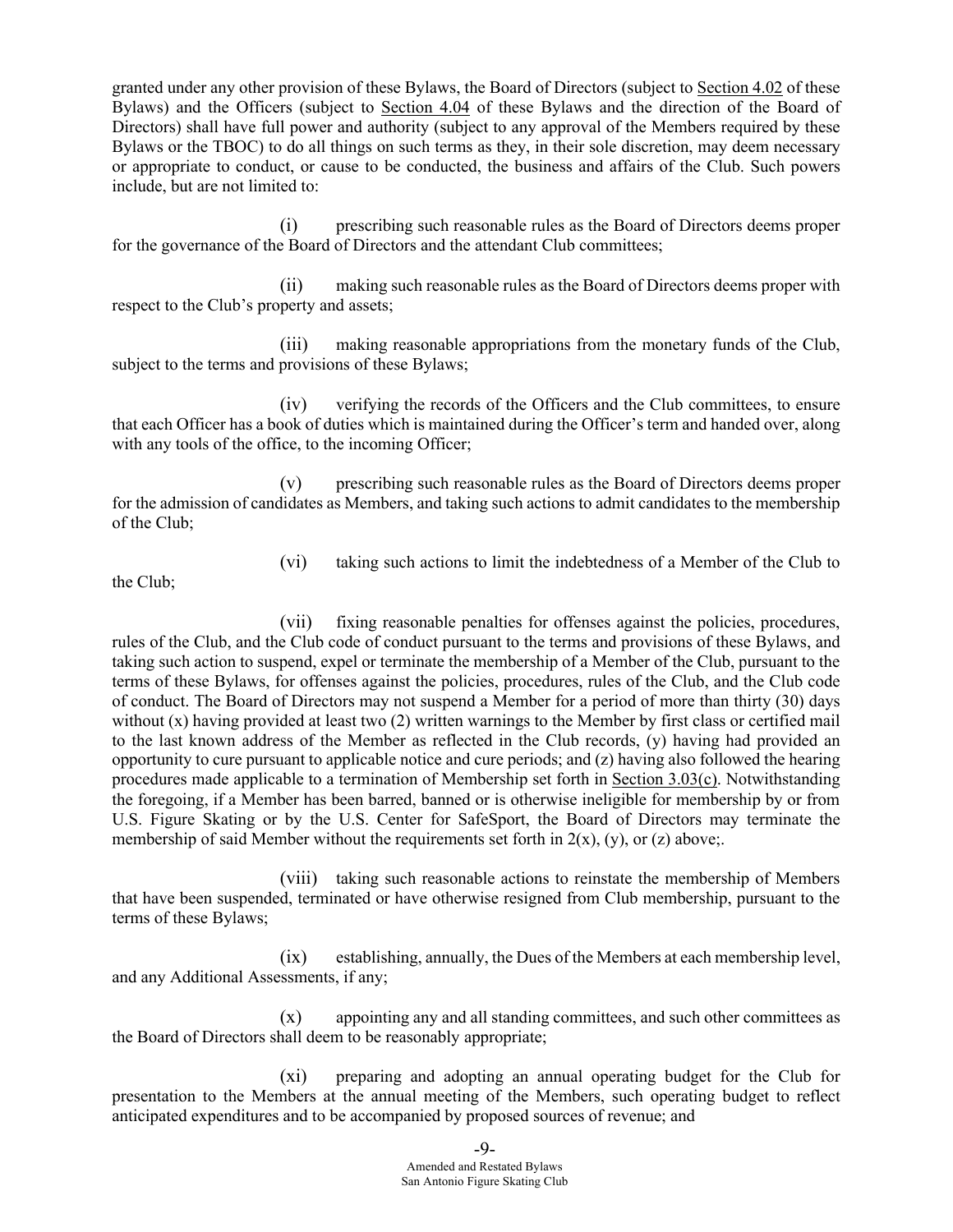granted under any other provision of these Bylaws, the Board of Directors (subject to Section 4.02 of these Bylaws) and the Officers (subject to Section 4.04 of these Bylaws and the direction of the Board of Directors) shall have full power and authority (subject to any approval of the Members required by these Bylaws or the TBOC) to do all things on such terms as they, in their sole discretion, may deem necessary or appropriate to conduct, or cause to be conducted, the business and affairs of the Club. Such powers include, but are not limited to:

(i) prescribing such reasonable rules as the Board of Directors deems proper for the governance of the Board of Directors and the attendant Club committees;

(ii) making such reasonable rules as the Board of Directors deems proper with respect to the Club's property and assets;

(iii) making reasonable appropriations from the monetary funds of the Club, subject to the terms and provisions of these Bylaws;

(iv) verifying the records of the Officers and the Club committees, to ensure that each Officer has a book of duties which is maintained during the Officer's term and handed over, along with any tools of the office, to the incoming Officer;

(v) prescribing such reasonable rules as the Board of Directors deems proper for the admission of candidates as Members, and taking such actions to admit candidates to the membership of the Club;

(vi) taking such actions to limit the indebtedness of a Member of the Club to the Club;

(vii) fixing reasonable penalties for offenses against the policies, procedures, rules of the Club, and the Club code of conduct pursuant to the terms and provisions of these Bylaws, and taking such action to suspend, expel or terminate the membership of a Member of the Club, pursuant to the terms of these Bylaws, for offenses against the policies, procedures, rules of the Club, and the Club code of conduct. The Board of Directors may not suspend a Member for a period of more than thirty (30) days without (x) having provided at least two (2) written warnings to the Member by first class or certified mail to the last known address of the Member as reflected in the Club records, (y) having had provided an opportunity to cure pursuant to applicable notice and cure periods; and (z) having also followed the hearing procedures made applicable to a termination of Membership set forth in Section 3.03(c). Notwithstanding the foregoing, if a Member has been barred, banned or is otherwise ineligible for membership by or from U.S. Figure Skating or by the U.S. Center for SafeSport, the Board of Directors may terminate the membership of said Member without the requirements set forth in 2(x), (y), or (z) above;.

(viii) taking such reasonable actions to reinstate the membership of Members that have been suspended, terminated or have otherwise resigned from Club membership, pursuant to the terms of these Bylaws;

(ix) establishing, annually, the Dues of the Members at each membership level, and any Additional Assessments, if any;

(x) appointing any and all standing committees, and such other committees as the Board of Directors shall deem to be reasonably appropriate;

(xi) preparing and adopting an annual operating budget for the Club for presentation to the Members at the annual meeting of the Members, such operating budget to reflect anticipated expenditures and to be accompanied by proposed sources of revenue; and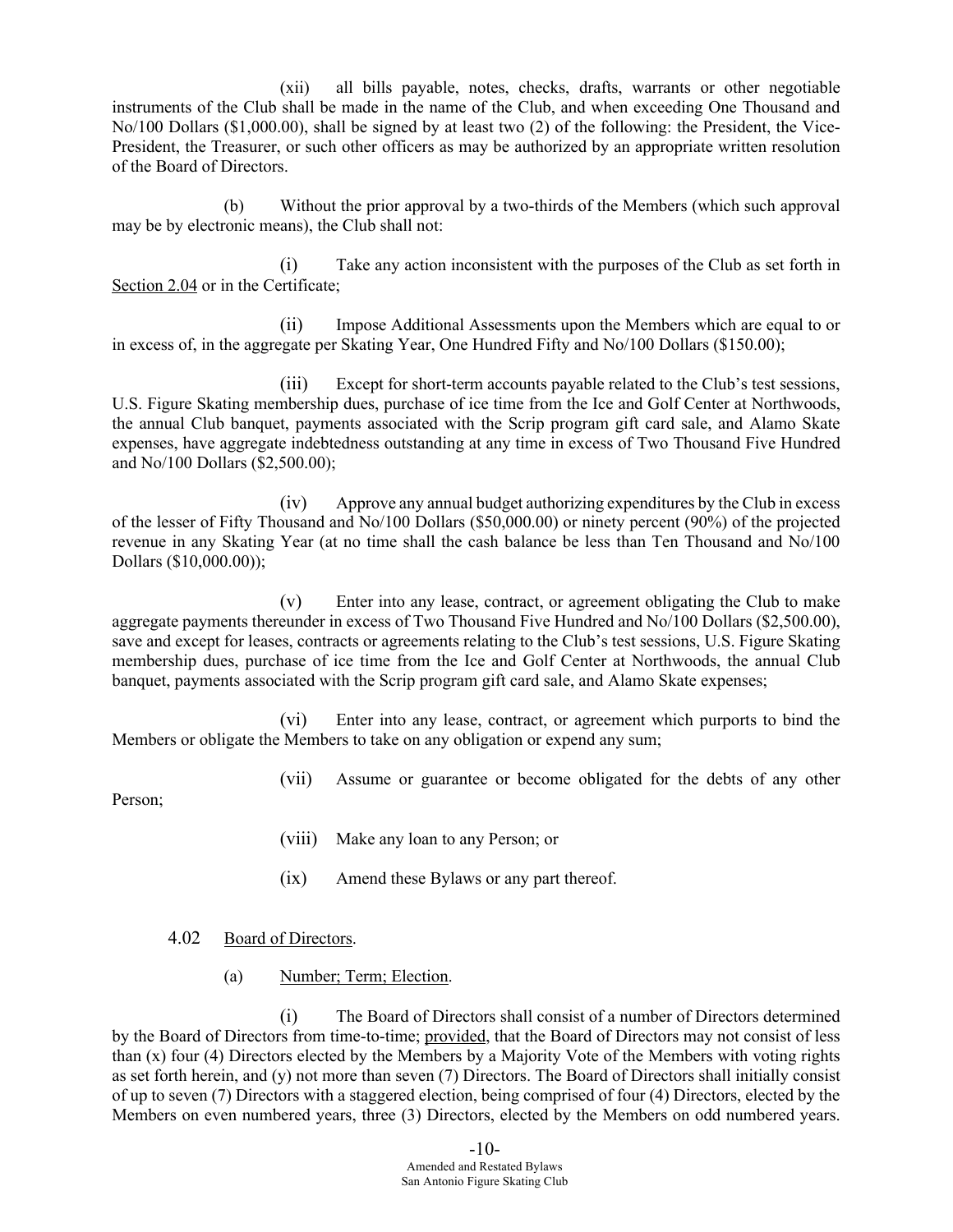(xii) all bills payable, notes, checks, drafts, warrants or other negotiable instruments of the Club shall be made in the name of the Club, and when exceeding One Thousand and No/100 Dollars ($1,000.00), shall be signed by at least two (2) of the following: the President, the Vice-President, the Treasurer, or such other officers as may be authorized by an appropriate written resolution of the Board of Directors.

(b) Without the prior approval by a two-thirds of the Members (which such approval may be by electronic means), the Club shall not:

(i) Take any action inconsistent with the purposes of the Club as set forth in Section 2.04 or in the Certificate;

(ii) Impose Additional Assessments upon the Members which are equal to or in excess of, in the aggregate per Skating Year, One Hundred Fifty and No/100 Dollars ($150.00);

(iii) Except for short-term accounts payable related to the Club's test sessions, U.S. Figure Skating membership dues, purchase of ice time from the Ice and Golf Center at Northwoods, the annual Club banquet, payments associated with the Scrip program gift card sale, and Alamo Skate expenses, have aggregate indebtedness outstanding at any time in excess of Two Thousand Five Hundred and No/100 Dollars ($2,500.00);

(iv) Approve any annual budget authorizing expenditures by the Club in excess of the lesser of Fifty Thousand and No/100 Dollars ($50,000.00) or ninety percent (90%) of the projected revenue in any Skating Year (at no time shall the cash balance be less than Ten Thousand and No/100 Dollars ($10,000.00));

(v) Enter into any lease, contract, or agreement obligating the Club to make aggregate payments thereunder in excess of Two Thousand Five Hundred and No/100 Dollars ($2,500.00), save and except for leases, contracts or agreements relating to the Club's test sessions, U.S. Figure Skating membership dues, purchase of ice time from the Ice and Golf Center at Northwoods, the annual Club banquet, payments associated with the Scrip program gift card sale, and Alamo Skate expenses;

(vi) Enter into any lease, contract, or agreement which purports to bind the Members or obligate the Members to take on any obligation or expend any sum;

(vii) Assume or guarantee or become obligated for the debts of any other Person;

(viii) Make any loan to any Person; or

(ix) Amend these Bylaws or any part thereof.

4.02 Board of Directors.

(a) Number; Term; Election.

(i) The Board of Directors shall consist of a number of Directors determined by the Board of Directors from time-to-time; provided, that the Board of Directors may not consist of less than (x) four (4) Directors elected by the Members by a Majority Vote of the Members with voting rights as set forth herein, and (y) not more than seven (7) Directors. The Board of Directors shall initially consist of up to seven (7) Directors with a staggered election, being comprised of four (4) Directors, elected by the Members on even numbered years, three (3) Directors, elected by the Members on odd numbered years.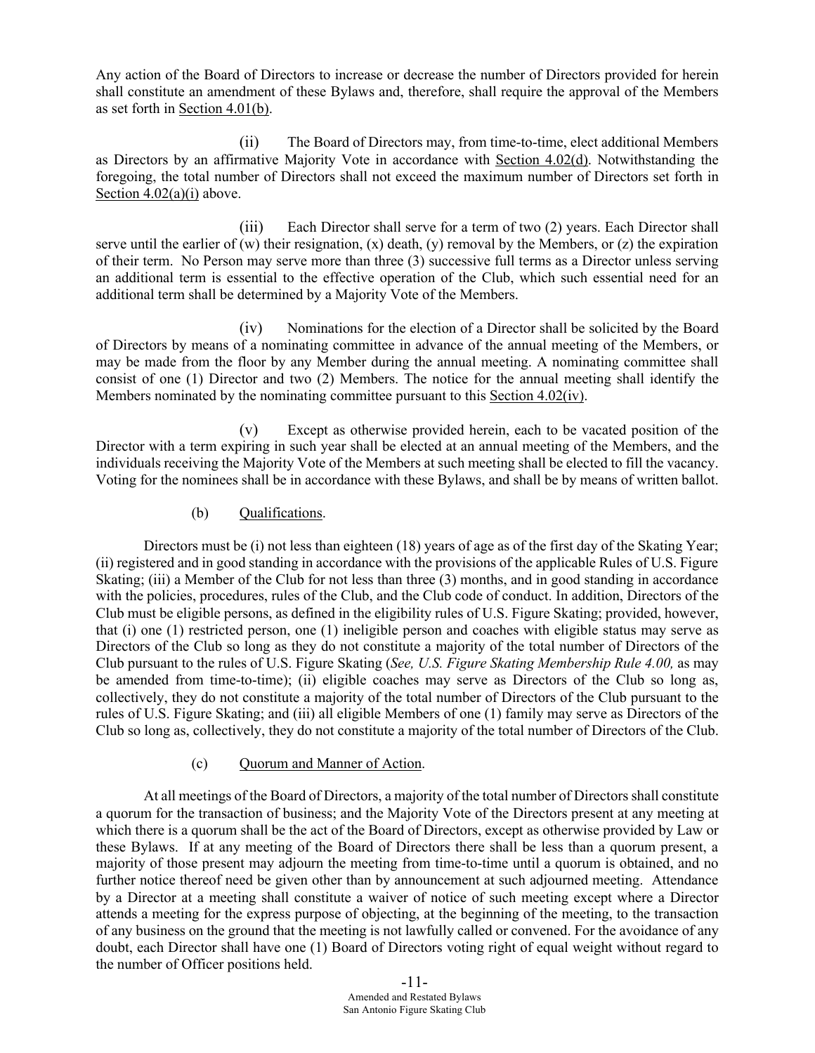Any action of the Board of Directors to increase or decrease the number of Directors provided for herein shall constitute an amendment of these Bylaws and, therefore, shall require the approval of the Members as set forth in Section 4.01(b).

(ii) The Board of Directors may, from time-to-time, elect additional Members as Directors by an affirmative Majority Vote in accordance with Section 4.02(d). Notwithstanding the foregoing, the total number of Directors shall not exceed the maximum number of Directors set forth in Section 4.02(a)(i) above.

(iii) Each Director shall serve for a term of two (2) years. Each Director shall serve until the earlier of (w) their resignation, (x) death, (y) removal by the Members, or (z) the expiration of their term. No Person may serve more than three (3) successive full terms as a Director unless serving an additional term is essential to the effective operation of the Club, which such essential need for an additional term shall be determined by a Majority Vote of the Members.

(iv) Nominations for the election of a Director shall be solicited by the Board of Directors by means of a nominating committee in advance of the annual meeting of the Members, or may be made from the floor by any Member during the annual meeting. A nominating committee shall consist of one (1) Director and two (2) Members. The notice for the annual meeting shall identify the Members nominated by the nominating committee pursuant to this Section 4.02(iv).

(v) Except as otherwise provided herein, each to be vacated position of the Director with a term expiring in such year shall be elected at an annual meeting of the Members, and the individuals receiving the Majority Vote of the Members at such meeting shall be elected to fill the vacancy. Voting for the nominees shall be in accordance with these Bylaws, and shall be by means of written ballot.

(b) Qualifications.

Directors must be (i) not less than eighteen (18) years of age as of the first day of the Skating Year; (ii) registered and in good standing in accordance with the provisions of the applicable Rules of U.S. Figure Skating; (iii) a Member of the Club for not less than three (3) months, and in good standing in accordance with the policies, procedures, rules of the Club, and the Club code of conduct. In addition, Directors of the Club must be eligible persons, as defined in the eligibility rules of U.S. Figure Skating; provided, however, that (i) one (1) restricted person, one (1) ineligible person and coaches with eligible status may serve as Directors of the Club so long as they do not constitute a majority of the total number of Directors of the Club pursuant to the rules of U.S. Figure Skating (*See, U.S. Figure Skating Membership Rule 4.00,* as may be amended from time-to-time); (ii) eligible coaches may serve as Directors of the Club so long as, collectively, they do not constitute a majority of the total number of Directors of the Club pursuant to the rules of U.S. Figure Skating; and (iii) all eligible Members of one (1) family may serve as Directors of the Club so long as, collectively, they do not constitute a majority of the total number of Directors of the Club.

(c) Quorum and Manner of Action.

At all meetings of the Board of Directors, a majority of the total number of Directors shall constitute a quorum for the transaction of business; and the Majority Vote of the Directors present at any meeting at which there is a quorum shall be the act of the Board of Directors, except as otherwise provided by Law or these Bylaws. If at any meeting of the Board of Directors there shall be less than a quorum present, a majority of those present may adjourn the meeting from time-to-time until a quorum is obtained, and no further notice thereof need be given other than by announcement at such adjourned meeting. Attendance by a Director at a meeting shall constitute a waiver of notice of such meeting except where a Director attends a meeting for the express purpose of objecting, at the beginning of the meeting, to the transaction of any business on the ground that the meeting is not lawfully called or convened. For the avoidance of any doubt, each Director shall have one (1) Board of Directors voting right of equal weight without regard to the number of Officer positions held.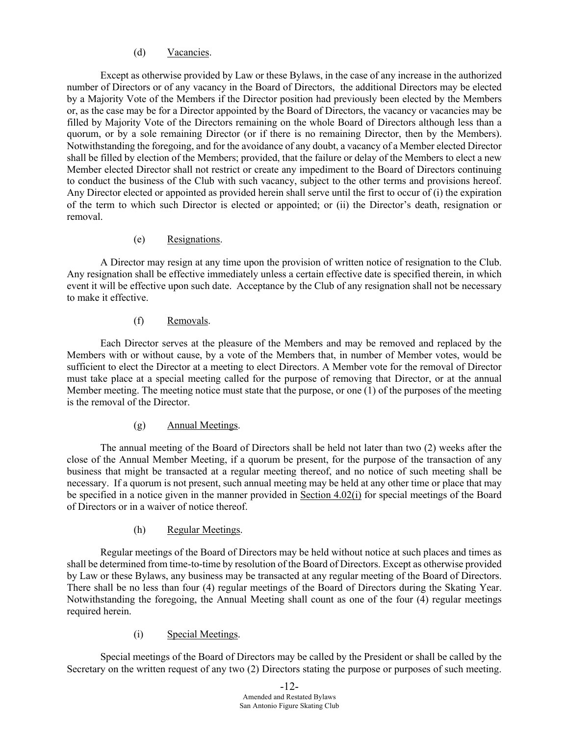(d) Vacancies.

Except as otherwise provided by Law or these Bylaws, in the case of any increase in the authorized number of Directors or of any vacancy in the Board of Directors, the additional Directors may be elected by a Majority Vote of the Members if the Director position had previously been elected by the Members or, as the case may be for a Director appointed by the Board of Directors, the vacancy or vacancies may be filled by Majority Vote of the Directors remaining on the whole Board of Directors although less than a quorum, or by a sole remaining Director (or if there is no remaining Director, then by the Members). Notwithstanding the foregoing, and for the avoidance of any doubt, a vacancy of a Member elected Director shall be filled by election of the Members; provided, that the failure or delay of the Members to elect a new Member elected Director shall not restrict or create any impediment to the Board of Directors continuing to conduct the business of the Club with such vacancy, subject to the other terms and provisions hereof. Any Director elected or appointed as provided herein shall serve until the first to occur of (i) the expiration of the term to which such Director is elected or appointed; or (ii) the Director's death, resignation or removal.

(e) Resignations.

A Director may resign at any time upon the provision of written notice of resignation to the Club. Any resignation shall be effective immediately unless a certain effective date is specified therein, in which event it will be effective upon such date. Acceptance by the Club of any resignation shall not be necessary to make it effective.

(f) Removals.

Each Director serves at the pleasure of the Members and may be removed and replaced by the Members with or without cause, by a vote of the Members that, in number of Member votes, would be sufficient to elect the Director at a meeting to elect Directors. A Member vote for the removal of Director must take place at a special meeting called for the purpose of removing that Director, or at the annual Member meeting. The meeting notice must state that the purpose, or one (1) of the purposes of the meeting is the removal of the Director.

(g) Annual Meetings.

The annual meeting of the Board of Directors shall be held not later than two (2) weeks after the close of the Annual Member Meeting, if a quorum be present, for the purpose of the transaction of any business that might be transacted at a regular meeting thereof, and no notice of such meeting shall be necessary. If a quorum is not present, such annual meeting may be held at any other time or place that may be specified in a notice given in the manner provided in Section 4.02(i) for special meetings of the Board of Directors or in a waiver of notice thereof.

(h) Regular Meetings.

Regular meetings of the Board of Directors may be held without notice at such places and times as shall be determined from time-to-time by resolution of the Board of Directors. Except as otherwise provided by Law or these Bylaws, any business may be transacted at any regular meeting of the Board of Directors. There shall be no less than four (4) regular meetings of the Board of Directors during the Skating Year. Notwithstanding the foregoing, the Annual Meeting shall count as one of the four (4) regular meetings required herein.

(i) Special Meetings.

Special meetings of the Board of Directors may be called by the President or shall be called by the Secretary on the written request of any two (2) Directors stating the purpose or purposes of such meeting.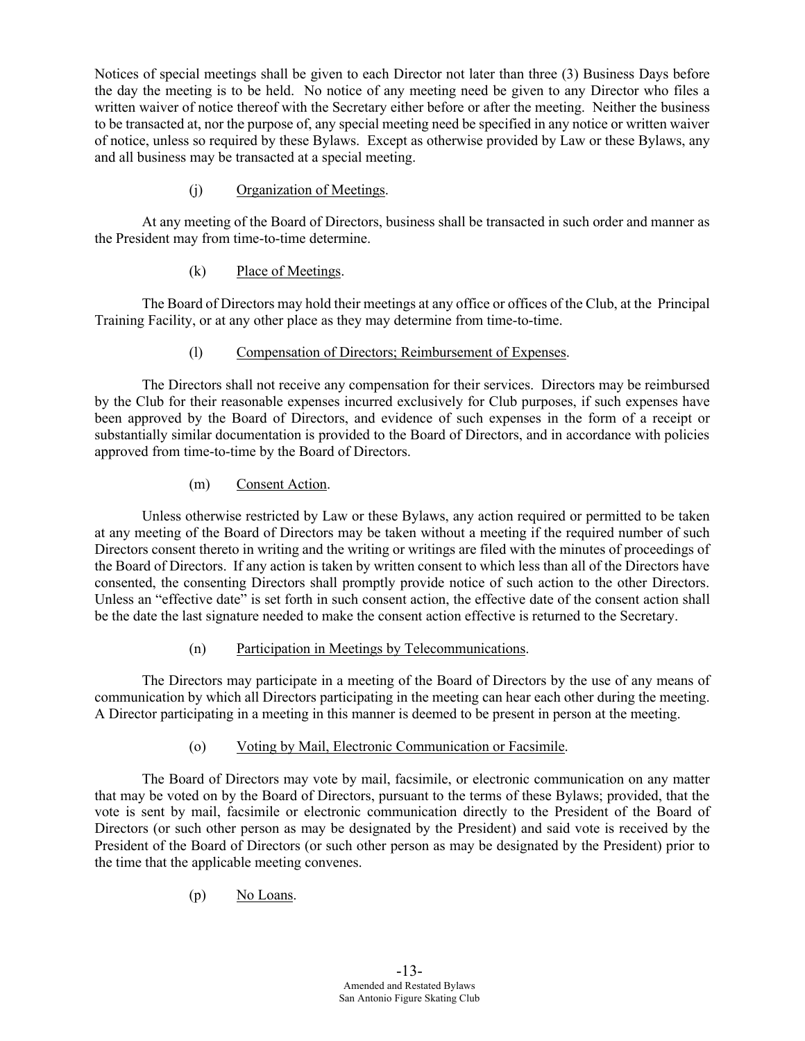Notices of special meetings shall be given to each Director not later than three (3) Business Days before the day the meeting is to be held. No notice of any meeting need be given to any Director who files a written waiver of notice thereof with the Secretary either before or after the meeting. Neither the business to be transacted at, nor the purpose of, any special meeting need be specified in any notice or written waiver of notice, unless so required by these Bylaws. Except as otherwise provided by Law or these Bylaws, any and all business may be transacted at a special meeting.

(j) Organization of Meetings.

At any meeting of the Board of Directors, business shall be transacted in such order and manner as the President may from time-to-time determine.

(k) Place of Meetings.

The Board of Directors may hold their meetings at any office or offices of the Club, at the Principal Training Facility, or at any other place as they may determine from time-to-time.

(l) Compensation of Directors; Reimbursement of Expenses.

The Directors shall not receive any compensation for their services. Directors may be reimbursed by the Club for their reasonable expenses incurred exclusively for Club purposes, if such expenses have been approved by the Board of Directors, and evidence of such expenses in the form of a receipt or substantially similar documentation is provided to the Board of Directors, and in accordance with policies approved from time-to-time by the Board of Directors.

(m) Consent Action.

Unless otherwise restricted by Law or these Bylaws, any action required or permitted to be taken at any meeting of the Board of Directors may be taken without a meeting if the required number of such Directors consent thereto in writing and the writing or writings are filed with the minutes of proceedings of the Board of Directors. If any action is taken by written consent to which less than all of the Directors have consented, the consenting Directors shall promptly provide notice of such action to the other Directors. Unless an "effective date" is set forth in such consent action, the effective date of the consent action shall be the date the last signature needed to make the consent action effective is returned to the Secretary.

(n) Participation in Meetings by Telecommunications.

The Directors may participate in a meeting of the Board of Directors by the use of any means of communication by which all Directors participating in the meeting can hear each other during the meeting. A Director participating in a meeting in this manner is deemed to be present in person at the meeting.

(o) Voting by Mail, Electronic Communication or Facsimile.

The Board of Directors may vote by mail, facsimile, or electronic communication on any matter that may be voted on by the Board of Directors, pursuant to the terms of these Bylaws; provided, that the vote is sent by mail, facsimile or electronic communication directly to the President of the Board of Directors (or such other person as may be designated by the President) and said vote is received by the President of the Board of Directors (or such other person as may be designated by the President) prior to the time that the applicable meeting convenes.

(p) No Loans.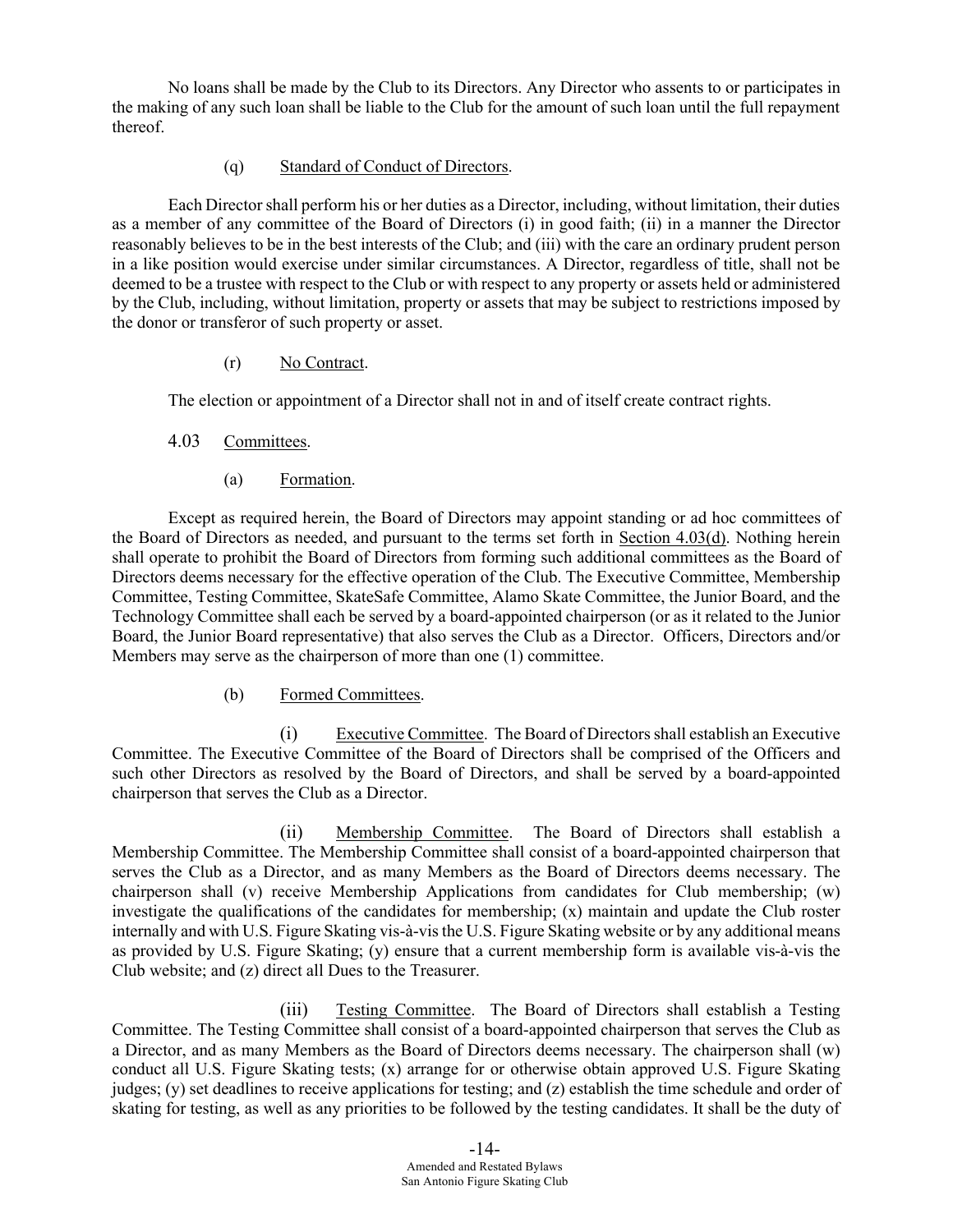No loans shall be made by the Club to its Directors. Any Director who assents to or participates in the making of any such loan shall be liable to the Club for the amount of such loan until the full repayment thereof.

(q) Standard of Conduct of Directors.

Each Director shall perform his or her duties as a Director, including, without limitation, their duties as a member of any committee of the Board of Directors (i) in good faith; (ii) in a manner the Director reasonably believes to be in the best interests of the Club; and (iii) with the care an ordinary prudent person in a like position would exercise under similar circumstances. A Director, regardless of title, shall not be deemed to be a trustee with respect to the Club or with respect to any property or assets held or administered by the Club, including, without limitation, property or assets that may be subject to restrictions imposed by the donor or transferor of such property or asset.

(r) No Contract.

The election or appointment of a Director shall not in and of itself create contract rights.

4.03 Committees.

(a) Formation.

Except as required herein, the Board of Directors may appoint standing or ad hoc committees of the Board of Directors as needed, and pursuant to the terms set forth in Section 4.03(d). Nothing herein shall operate to prohibit the Board of Directors from forming such additional committees as the Board of Directors deems necessary for the effective operation of the Club. The Executive Committee, Membership Committee, Testing Committee, SkateSafe Committee, Alamo Skate Committee, the Junior Board, and the Technology Committee shall each be served by a board-appointed chairperson (or as it related to the Junior Board, the Junior Board representative) that also serves the Club as a Director. Officers, Directors and/or Members may serve as the chairperson of more than one (1) committee.

(b) Formed Committees.

(i) Executive Committee. The Board of Directors shall establish an Executive Committee. The Executive Committee of the Board of Directors shall be comprised of the Officers and such other Directors as resolved by the Board of Directors, and shall be served by a board-appointed chairperson that serves the Club as a Director.

(ii) Membership Committee. The Board of Directors shall establish a Membership Committee. The Membership Committee shall consist of a board-appointed chairperson that serves the Club as a Director, and as many Members as the Board of Directors deems necessary. The chairperson shall (v) receive Membership Applications from candidates for Club membership; (w) investigate the qualifications of the candidates for membership; (x) maintain and update the Club roster internally and with U.S. Figure Skating vis-à-vis the U.S. Figure Skating website or by any additional means as provided by U.S. Figure Skating; (y) ensure that a current membership form is available vis-à-vis the Club website; and (z) direct all Dues to the Treasurer.

(iii) Testing Committee. The Board of Directors shall establish a Testing Committee. The Testing Committee shall consist of a board-appointed chairperson that serves the Club as a Director, and as many Members as the Board of Directors deems necessary. The chairperson shall (w) conduct all U.S. Figure Skating tests; (x) arrange for or otherwise obtain approved U.S. Figure Skating judges; (y) set deadlines to receive applications for testing; and (z) establish the time schedule and order of skating for testing, as well as any priorities to be followed by the testing candidates. It shall be the duty of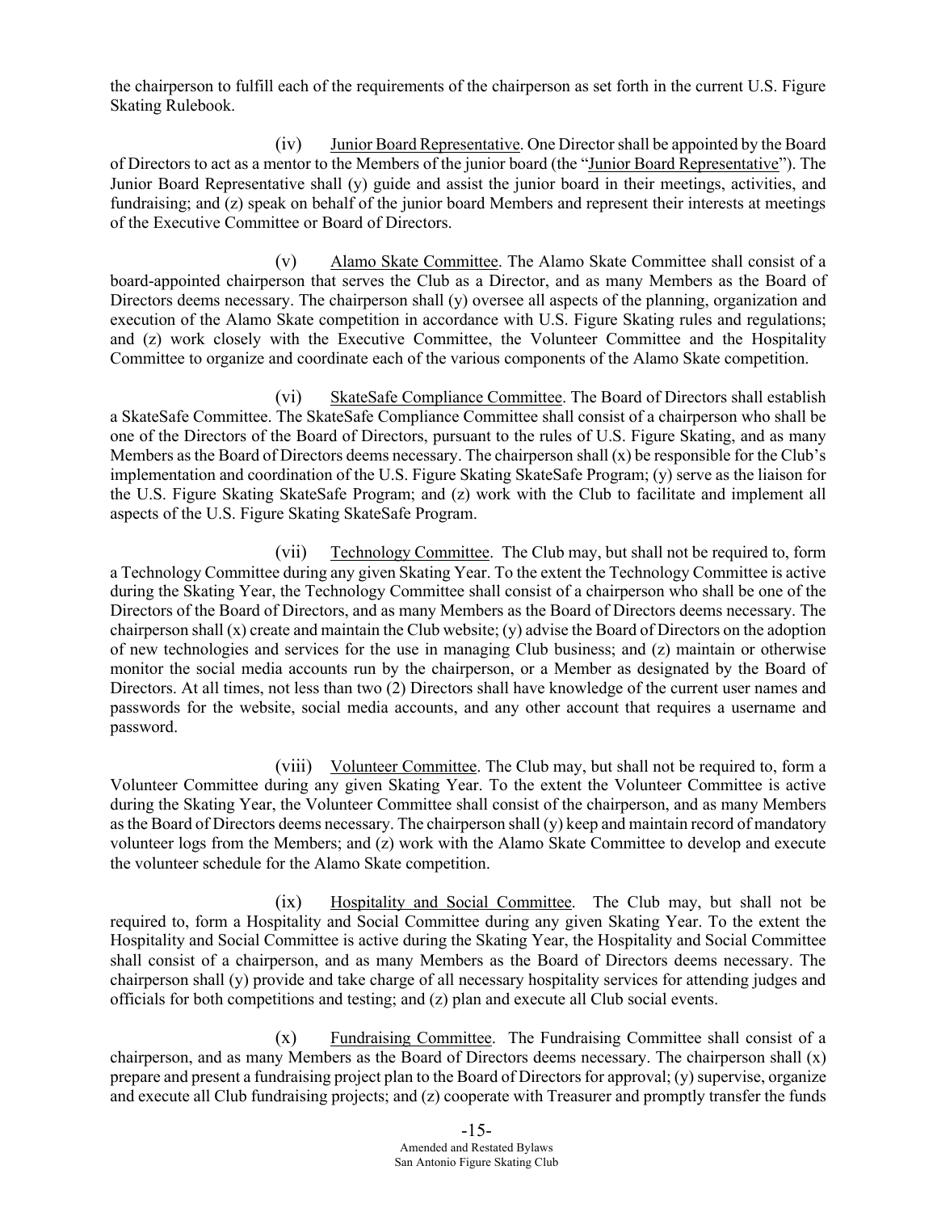the chairperson to fulfill each of the requirements of the chairperson as set forth in the current U.S. Figure Skating Rulebook.

(iv) Junior Board Representative. One Director shall be appointed by the Board of Directors to act as a mentor to the Members of the junior board (the "Junior Board Representative"). The Junior Board Representative shall (y) guide and assist the junior board in their meetings, activities, and fundraising; and (z) speak on behalf of the junior board Members and represent their interests at meetings of the Executive Committee or Board of Directors.

(v) Alamo Skate Committee. The Alamo Skate Committee shall consist of a board-appointed chairperson that serves the Club as a Director, and as many Members as the Board of Directors deems necessary. The chairperson shall (y) oversee all aspects of the planning, organization and execution of the Alamo Skate competition in accordance with U.S. Figure Skating rules and regulations; and (z) work closely with the Executive Committee, the Volunteer Committee and the Hospitality Committee to organize and coordinate each of the various components of the Alamo Skate competition.

(vi) SkateSafe Compliance Committee. The Board of Directors shall establish a SkateSafe Committee. The SkateSafe Compliance Committee shall consist of a chairperson who shall be one of the Directors of the Board of Directors, pursuant to the rules of U.S. Figure Skating, and as many Members as the Board of Directors deems necessary. The chairperson shall (x) be responsible for the Club's implementation and coordination of the U.S. Figure Skating SkateSafe Program; (y) serve as the liaison for the U.S. Figure Skating SkateSafe Program; and (z) work with the Club to facilitate and implement all aspects of the U.S. Figure Skating SkateSafe Program.

(vii) Technology Committee. The Club may, but shall not be required to, form a Technology Committee during any given Skating Year. To the extent the Technology Committee is active during the Skating Year, the Technology Committee shall consist of a chairperson who shall be one of the Directors of the Board of Directors, and as many Members as the Board of Directors deems necessary. The chairperson shall (x) create and maintain the Club website; (y) advise the Board of Directors on the adoption of new technologies and services for the use in managing Club business; and (z) maintain or otherwise monitor the social media accounts run by the chairperson, or a Member as designated by the Board of Directors. At all times, not less than two (2) Directors shall have knowledge of the current user names and passwords for the website, social media accounts, and any other account that requires a username and password.

(viii) Volunteer Committee. The Club may, but shall not be required to, form a Volunteer Committee during any given Skating Year. To the extent the Volunteer Committee is active during the Skating Year, the Volunteer Committee shall consist of the chairperson, and as many Members as the Board of Directors deems necessary. The chairperson shall (y) keep and maintain record of mandatory volunteer logs from the Members; and (z) work with the Alamo Skate Committee to develop and execute the volunteer schedule for the Alamo Skate competition.

(ix) Hospitality and Social Committee. The Club may, but shall not be required to, form a Hospitality and Social Committee during any given Skating Year. To the extent the Hospitality and Social Committee is active during the Skating Year, the Hospitality and Social Committee shall consist of a chairperson, and as many Members as the Board of Directors deems necessary. The chairperson shall (y) provide and take charge of all necessary hospitality services for attending judges and officials for both competitions and testing; and (z) plan and execute all Club social events.

(x) Fundraising Committee. The Fundraising Committee shall consist of a chairperson, and as many Members as the Board of Directors deems necessary. The chairperson shall (x) prepare and present a fundraising project plan to the Board of Directors for approval; (y) supervise, organize and execute all Club fundraising projects; and (z) cooperate with Treasurer and promptly transfer the funds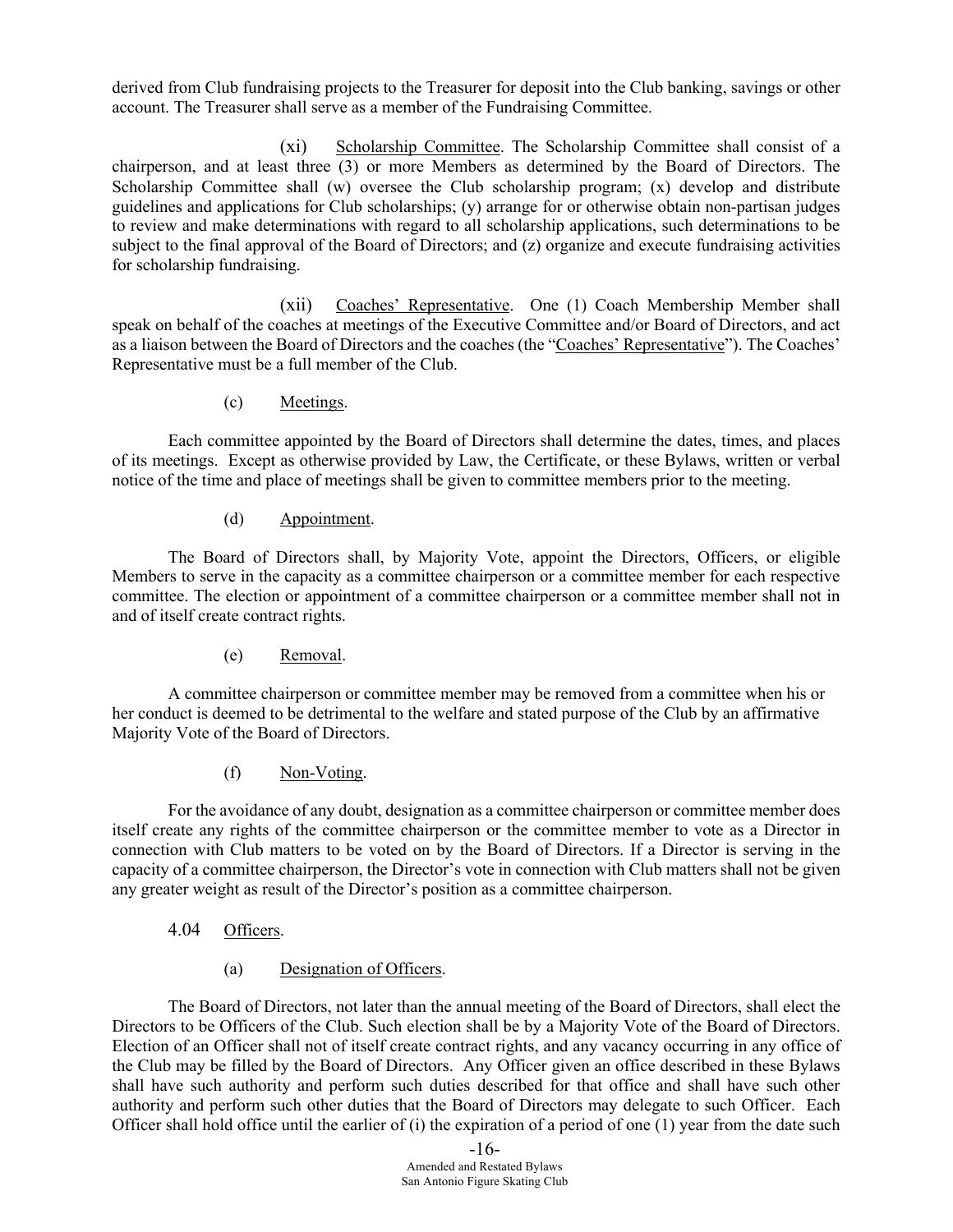derived from Club fundraising projects to the Treasurer for deposit into the Club banking, savings or other account. The Treasurer shall serve as a member of the Fundraising Committee.

(xi) Scholarship Committee. The Scholarship Committee shall consist of a chairperson, and at least three (3) or more Members as determined by the Board of Directors. The Scholarship Committee shall (w) oversee the Club scholarship program; (x) develop and distribute guidelines and applications for Club scholarships; (y) arrange for or otherwise obtain non-partisan judges to review and make determinations with regard to all scholarship applications, such determinations to be subject to the final approval of the Board of Directors; and (z) organize and execute fundraising activities for scholarship fundraising.

(xii) Coaches' Representative. One (1) Coach Membership Member shall speak on behalf of the coaches at meetings of the Executive Committee and/or Board of Directors, and act as a liaison between the Board of Directors and the coaches (the "Coaches' Representative"). The Coaches' Representative must be a full member of the Club.

(c) Meetings.

Each committee appointed by the Board of Directors shall determine the dates, times, and places of its meetings. Except as otherwise provided by Law, the Certificate, or these Bylaws, written or verbal notice of the time and place of meetings shall be given to committee members prior to the meeting.

(d) Appointment.

The Board of Directors shall, by Majority Vote, appoint the Directors, Officers, or eligible Members to serve in the capacity as a committee chairperson or a committee member for each respective committee. The election or appointment of a committee chairperson or a committee member shall not in and of itself create contract rights.

(e) Removal.

A committee chairperson or committee member may be removed from a committee when his or her conduct is deemed to be detrimental to the welfare and stated purpose of the Club by an affirmative Majority Vote of the Board of Directors.

(f) Non-Voting.

For the avoidance of any doubt, designation as a committee chairperson or committee member does itself create any rights of the committee chairperson or the committee member to vote as a Director in connection with Club matters to be voted on by the Board of Directors. If a Director is serving in the capacity of a committee chairperson, the Director's vote in connection with Club matters shall not be given any greater weight as result of the Director's position as a committee chairperson.

4.04 Officers.

(a) Designation of Officers.

The Board of Directors, not later than the annual meeting of the Board of Directors, shall elect the Directors to be Officers of the Club. Such election shall be by a Majority Vote of the Board of Directors. Election of an Officer shall not of itself create contract rights, and any vacancy occurring in any office of the Club may be filled by the Board of Directors. Any Officer given an office described in these Bylaws shall have such authority and perform such duties described for that office and shall have such other authority and perform such other duties that the Board of Directors may delegate to such Officer. Each Officer shall hold office until the earlier of (i) the expiration of a period of one (1) year from the date such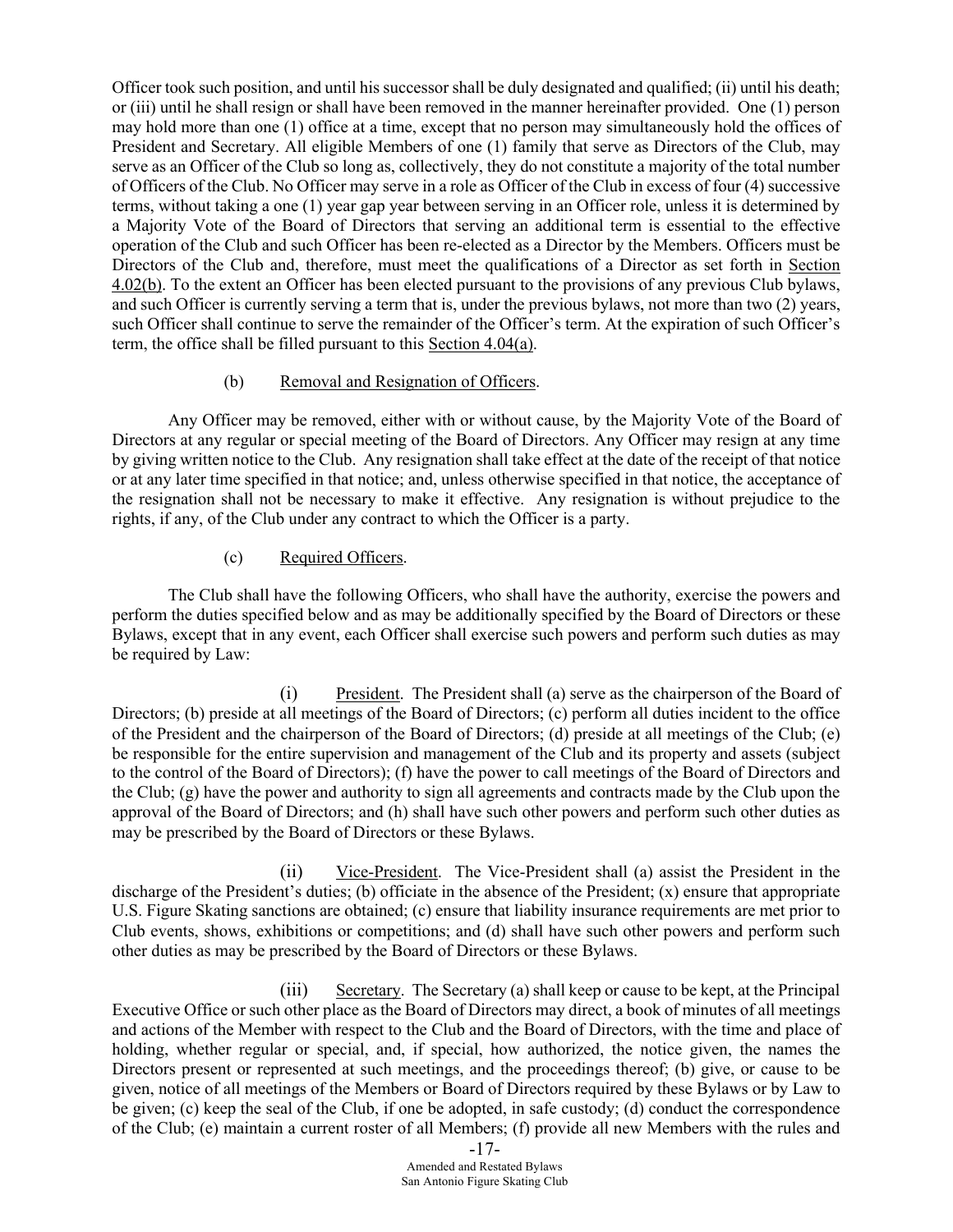Officer took such position, and until his successor shall be duly designated and qualified; (ii) until his death; or (iii) until he shall resign or shall have been removed in the manner hereinafter provided. One (1) person may hold more than one (1) office at a time, except that no person may simultaneously hold the offices of President and Secretary. All eligible Members of one (1) family that serve as Directors of the Club, may serve as an Officer of the Club so long as, collectively, they do not constitute a majority of the total number of Officers of the Club. No Officer may serve in a role as Officer of the Club in excess of four (4) successive terms, without taking a one (1) year gap year between serving in an Officer role, unless it is determined by a Majority Vote of the Board of Directors that serving an additional term is essential to the effective operation of the Club and such Officer has been re-elected as a Director by the Members. Officers must be Directors of the Club and, therefore, must meet the qualifications of a Director as set forth in Section 4.02(b). To the extent an Officer has been elected pursuant to the provisions of any previous Club bylaws, and such Officer is currently serving a term that is, under the previous bylaws, not more than two (2) years, such Officer shall continue to serve the remainder of the Officer's term. At the expiration of such Officer's term, the office shall be filled pursuant to this Section 4.04(a).

(b) Removal and Resignation of Officers.

Any Officer may be removed, either with or without cause, by the Majority Vote of the Board of Directors at any regular or special meeting of the Board of Directors. Any Officer may resign at any time by giving written notice to the Club. Any resignation shall take effect at the date of the receipt of that notice or at any later time specified in that notice; and, unless otherwise specified in that notice, the acceptance of the resignation shall not be necessary to make it effective. Any resignation is without prejudice to the rights, if any, of the Club under any contract to which the Officer is a party.

(c) Required Officers.

The Club shall have the following Officers, who shall have the authority, exercise the powers and perform the duties specified below and as may be additionally specified by the Board of Directors or these Bylaws, except that in any event, each Officer shall exercise such powers and perform such duties as may be required by Law:

(i) President. The President shall (a) serve as the chairperson of the Board of Directors; (b) preside at all meetings of the Board of Directors; (c) perform all duties incident to the office of the President and the chairperson of the Board of Directors; (d) preside at all meetings of the Club; (e) be responsible for the entire supervision and management of the Club and its property and assets (subject to the control of the Board of Directors); (f) have the power to call meetings of the Board of Directors and the Club; (g) have the power and authority to sign all agreements and contracts made by the Club upon the approval of the Board of Directors; and (h) shall have such other powers and perform such other duties as may be prescribed by the Board of Directors or these Bylaws.

(ii) Vice-President. The Vice-President shall (a) assist the President in the discharge of the President's duties; (b) officiate in the absence of the President; (x) ensure that appropriate U.S. Figure Skating sanctions are obtained; (c) ensure that liability insurance requirements are met prior to Club events, shows, exhibitions or competitions; and (d) shall have such other powers and perform such other duties as may be prescribed by the Board of Directors or these Bylaws.

(iii) Secretary. The Secretary (a) shall keep or cause to be kept, at the Principal Executive Office or such other place as the Board of Directors may direct, a book of minutes of all meetings and actions of the Member with respect to the Club and the Board of Directors, with the time and place of holding, whether regular or special, and, if special, how authorized, the notice given, the names the Directors present or represented at such meetings, and the proceedings thereof; (b) give, or cause to be given, notice of all meetings of the Members or Board of Directors required by these Bylaws or by Law to be given; (c) keep the seal of the Club, if one be adopted, in safe custody; (d) conduct the correspondence of the Club; (e) maintain a current roster of all Members; (f) provide all new Members with the rules and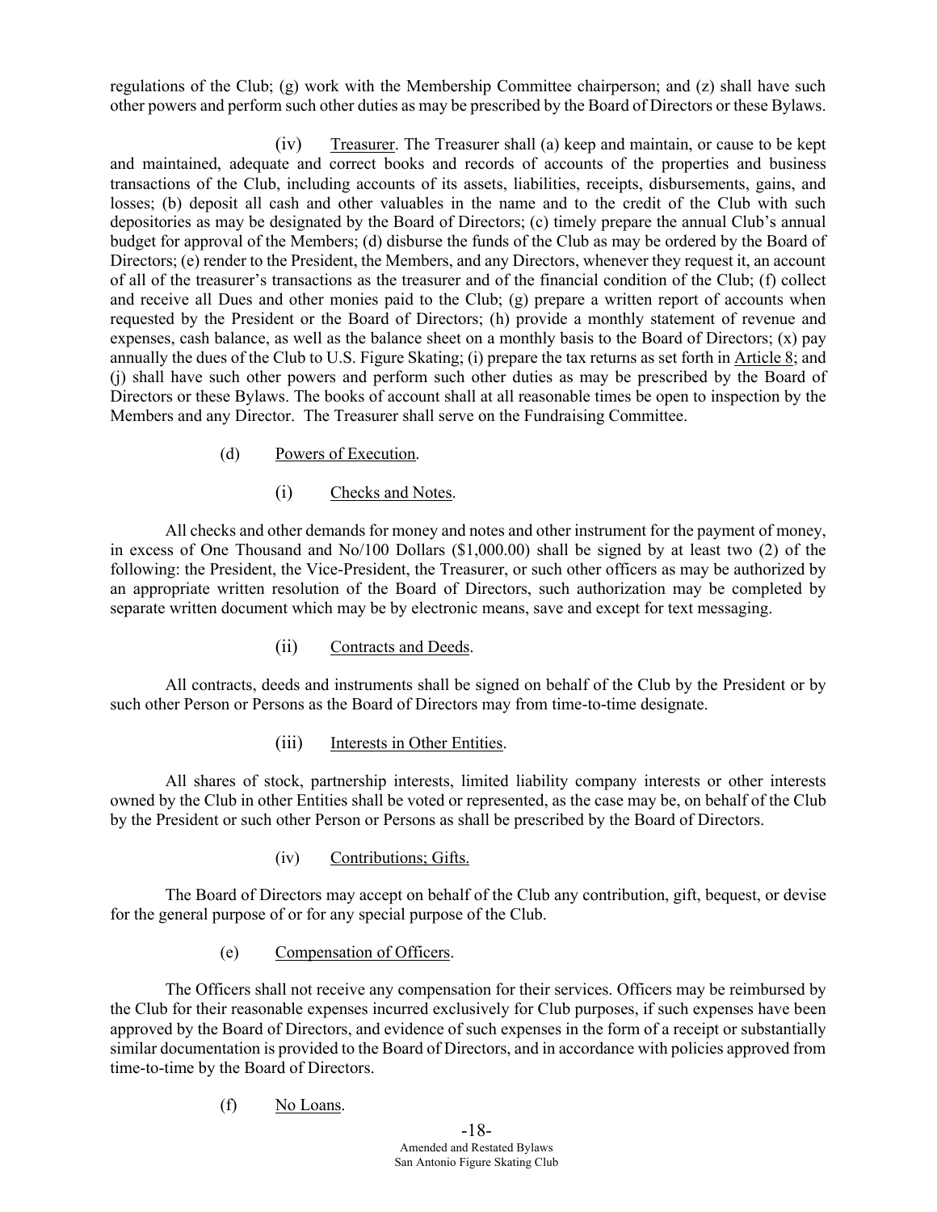regulations of the Club; (g) work with the Membership Committee chairperson; and (z) shall have such other powers and perform such other duties as may be prescribed by the Board of Directors or these Bylaws.

(iv) Treasurer. The Treasurer shall (a) keep and maintain, or cause to be kept and maintained, adequate and correct books and records of accounts of the properties and business transactions of the Club, including accounts of its assets, liabilities, receipts, disbursements, gains, and losses; (b) deposit all cash and other valuables in the name and to the credit of the Club with such depositories as may be designated by the Board of Directors; (c) timely prepare the annual Club's annual budget for approval of the Members; (d) disburse the funds of the Club as may be ordered by the Board of Directors; (e) render to the President, the Members, and any Directors, whenever they request it, an account of all of the treasurer's transactions as the treasurer and of the financial condition of the Club; (f) collect and receive all Dues and other monies paid to the Club; (g) prepare a written report of accounts when requested by the President or the Board of Directors; (h) provide a monthly statement of revenue and expenses, cash balance, as well as the balance sheet on a monthly basis to the Board of Directors; (x) pay annually the dues of the Club to U.S. Figure Skating; (i) prepare the tax returns as set forth in Article 8; and (j) shall have such other powers and perform such other duties as may be prescribed by the Board of Directors or these Bylaws. The books of account shall at all reasonable times be open to inspection by the Members and any Director. The Treasurer shall serve on the Fundraising Committee.

(d) Powers of Execution.

(i) Checks and Notes.

All checks and other demands for money and notes and other instrument for the payment of money, in excess of One Thousand and No/100 Dollars ($1,000.00) shall be signed by at least two (2) of the following: the President, the Vice-President, the Treasurer, or such other officers as may be authorized by an appropriate written resolution of the Board of Directors, such authorization may be completed by separate written document which may be by electronic means, save and except for text messaging.

(ii) Contracts and Deeds.

All contracts, deeds and instruments shall be signed on behalf of the Club by the President or by such other Person or Persons as the Board of Directors may from time-to-time designate.

(iii) Interests in Other Entities.

All shares of stock, partnership interests, limited liability company interests or other interests owned by the Club in other Entities shall be voted or represented, as the case may be, on behalf of the Club by the President or such other Person or Persons as shall be prescribed by the Board of Directors.

(iv) Contributions; Gifts.

The Board of Directors may accept on behalf of the Club any contribution, gift, bequest, or devise for the general purpose of or for any special purpose of the Club.

(e) Compensation of Officers.

The Officers shall not receive any compensation for their services. Officers may be reimbursed by the Club for their reasonable expenses incurred exclusively for Club purposes, if such expenses have been approved by the Board of Directors, and evidence of such expenses in the form of a receipt or substantially similar documentation is provided to the Board of Directors, and in accordance with policies approved from time-to-time by the Board of Directors.

(f) No Loans.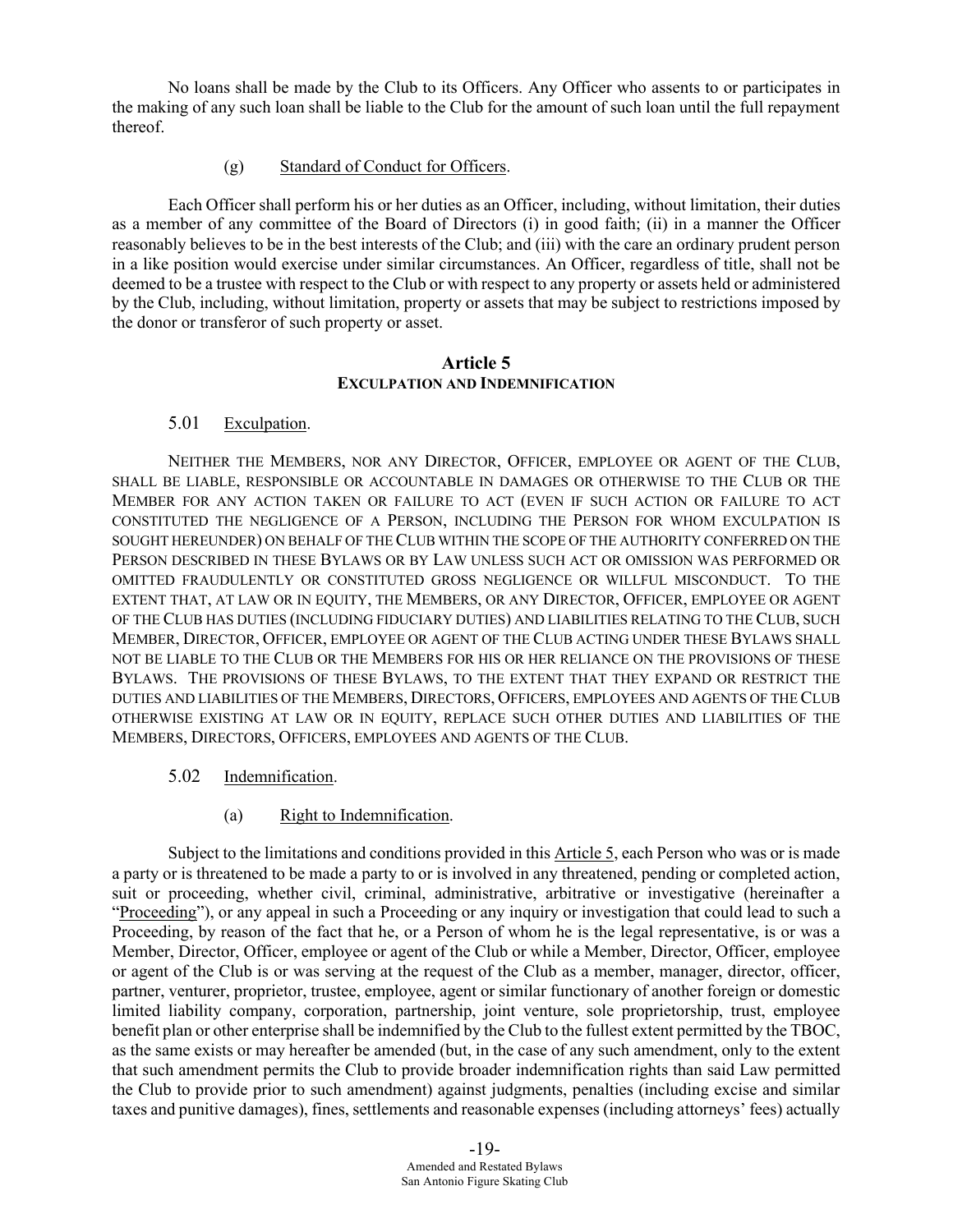No loans shall be made by the Club to its Officers. Any Officer who assents to or participates in the making of any such loan shall be liable to the Club for the amount of such loan until the full repayment thereof.

(g) Standard of Conduct for Officers.

Each Officer shall perform his or her duties as an Officer, including, without limitation, their duties as a member of any committee of the Board of Directors (i) in good faith; (ii) in a manner the Officer reasonably believes to be in the best interests of the Club; and (iii) with the care an ordinary prudent person in a like position would exercise under similar circumstances. An Officer, regardless of title, shall not be deemed to be a trustee with respect to the Club or with respect to any property or assets held or administered by the Club, including, without limitation, property or assets that may be subject to restrictions imposed by the donor or transferor of such property or asset.

## Article 5
## EXCULPATION AND INDEMNIFICATION

5.01 Exculpation.

NEITHER THE MEMBERS, NOR ANY DIRECTOR, OFFICER, EMPLOYEE OR AGENT OF THE CLUB, SHALL BE LIABLE, RESPONSIBLE OR ACCOUNTABLE IN DAMAGES OR OTHERWISE TO THE CLUB OR THE MEMBER FOR ANY ACTION TAKEN OR FAILURE TO ACT (EVEN IF SUCH ACTION OR FAILURE TO ACT CONSTITUTED THE NEGLIGENCE OF A PERSON, INCLUDING THE PERSON FOR WHOM EXCULPATION IS SOUGHT HEREUNDER) ON BEHALF OF THE CLUB WITHIN THE SCOPE OF THE AUTHORITY CONFERRED ON THE PERSON DESCRIBED IN THESE BYLAWS OR BY LAW UNLESS SUCH ACT OR OMISSION WAS PERFORMED OR OMITTED FRAUDULENTLY OR CONSTITUTED GROSS NEGLIGENCE OR WILLFUL MISCONDUCT. TO THE EXTENT THAT, AT LAW OR IN EQUITY, THE MEMBERS, OR ANY DIRECTOR, OFFICER, EMPLOYEE OR AGENT OF THE CLUB HAS DUTIES (INCLUDING FIDUCIARY DUTIES) AND LIABILITIES RELATING TO THE CLUB, SUCH MEMBER, DIRECTOR, OFFICER, EMPLOYEE OR AGENT OF THE CLUB ACTING UNDER THESE BYLAWS SHALL NOT BE LIABLE TO THE CLUB OR THE MEMBERS FOR HIS OR HER RELIANCE ON THE PROVISIONS OF THESE BYLAWS. THE PROVISIONS OF THESE BYLAWS, TO THE EXTENT THAT THEY EXPAND OR RESTRICT THE DUTIES AND LIABILITIES OF THE MEMBERS, DIRECTORS, OFFICERS, EMPLOYEES AND AGENTS OF THE CLUB OTHERWISE EXISTING AT LAW OR IN EQUITY, REPLACE SUCH OTHER DUTIES AND LIABILITIES OF THE MEMBERS, DIRECTORS, OFFICERS, EMPLOYEES AND AGENTS OF THE CLUB.

5.02 Indemnification.

(a) Right to Indemnification.

Subject to the limitations and conditions provided in this Article 5, each Person who was or is made a party or is threatened to be made a party to or is involved in any threatened, pending or completed action, suit or proceeding, whether civil, criminal, administrative, arbitrative or investigative (hereinafter a "Proceeding"), or any appeal in such a Proceeding or any inquiry or investigation that could lead to such a Proceeding, by reason of the fact that he, or a Person of whom he is the legal representative, is or was a Member, Director, Officer, employee or agent of the Club or while a Member, Director, Officer, employee or agent of the Club is or was serving at the request of the Club as a member, manager, director, officer, partner, venturer, proprietor, trustee, employee, agent or similar functionary of another foreign or domestic limited liability company, corporation, partnership, joint venture, sole proprietorship, trust, employee benefit plan or other enterprise shall be indemnified by the Club to the fullest extent permitted by the TBOC, as the same exists or may hereafter be amended (but, in the case of any such amendment, only to the extent that such amendment permits the Club to provide broader indemnification rights than said Law permitted the Club to provide prior to such amendment) against judgments, penalties (including excise and similar taxes and punitive damages), fines, settlements and reasonable expenses (including attorneys' fees) actually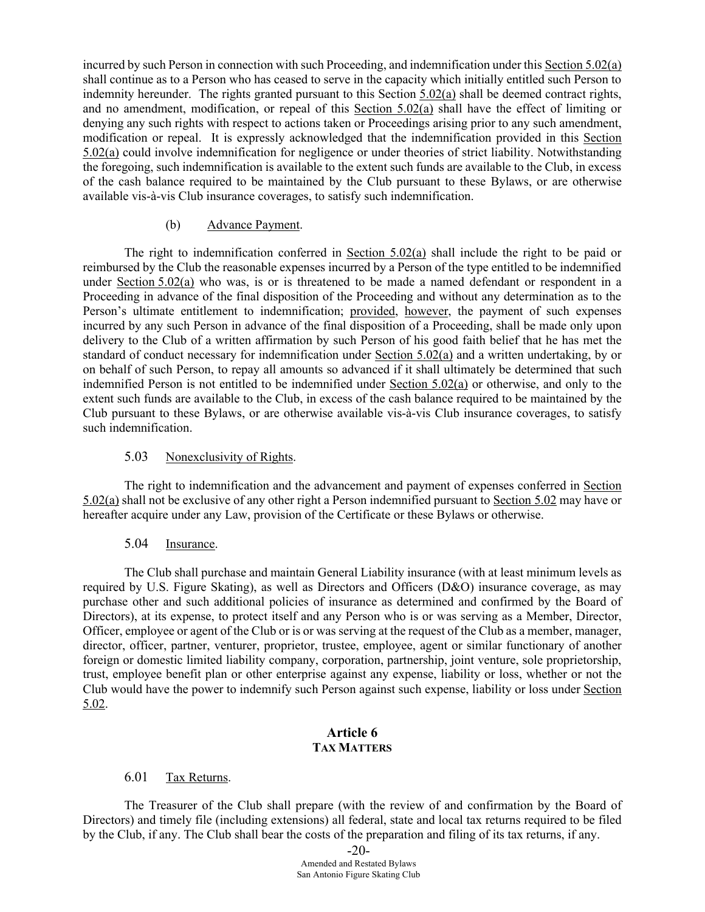incurred by such Person in connection with such Proceeding, and indemnification under this Section 5.02(a) shall continue as to a Person who has ceased to serve in the capacity which initially entitled such Person to indemnity hereunder. The rights granted pursuant to this Section 5.02(a) shall be deemed contract rights, and no amendment, modification, or repeal of this Section 5.02(a) shall have the effect of limiting or denying any such rights with respect to actions taken or Proceedings arising prior to any such amendment, modification or repeal. It is expressly acknowledged that the indemnification provided in this Section 5.02(a) could involve indemnification for negligence or under theories of strict liability. Notwithstanding the foregoing, such indemnification is available to the extent such funds are available to the Club, in excess of the cash balance required to be maintained by the Club pursuant to these Bylaws, or are otherwise available vis-à-vis Club insurance coverages, to satisfy such indemnification.

(b) Advance Payment.

The right to indemnification conferred in Section 5.02(a) shall include the right to be paid or reimbursed by the Club the reasonable expenses incurred by a Person of the type entitled to be indemnified under Section 5.02(a) who was, is or is threatened to be made a named defendant or respondent in a Proceeding in advance of the final disposition of the Proceeding and without any determination as to the Person's ultimate entitlement to indemnification; provided, however, the payment of such expenses incurred by any such Person in advance of the final disposition of a Proceeding, shall be made only upon delivery to the Club of a written affirmation by such Person of his good faith belief that he has met the standard of conduct necessary for indemnification under Section 5.02(a) and a written undertaking, by or on behalf of such Person, to repay all amounts so advanced if it shall ultimately be determined that such indemnified Person is not entitled to be indemnified under Section 5.02(a) or otherwise, and only to the extent such funds are available to the Club, in excess of the cash balance required to be maintained by the Club pursuant to these Bylaws, or are otherwise available vis-à-vis Club insurance coverages, to satisfy such indemnification.

5.03 Nonexclusivity of Rights.

The right to indemnification and the advancement and payment of expenses conferred in Section 5.02(a) shall not be exclusive of any other right a Person indemnified pursuant to Section 5.02 may have or hereafter acquire under any Law, provision of the Certificate or these Bylaws or otherwise.

5.04 Insurance.

The Club shall purchase and maintain General Liability insurance (with at least minimum levels as required by U.S. Figure Skating), as well as Directors and Officers (D&O) insurance coverage, as may purchase other and such additional policies of insurance as determined and confirmed by the Board of Directors), at its expense, to protect itself and any Person who is or was serving as a Member, Director, Officer, employee or agent of the Club or is or was serving at the request of the Club as a member, manager, director, officer, partner, venturer, proprietor, trustee, employee, agent or similar functionary of another foreign or domestic limited liability company, corporation, partnership, joint venture, sole proprietorship, trust, employee benefit plan or other enterprise against any expense, liability or loss, whether or not the Club would have the power to indemnify such Person against such expense, liability or loss under Section 5.02.

## Article 6
### TAX MATTERS

6.01 Tax Returns.

The Treasurer of the Club shall prepare (with the review of and confirmation by the Board of Directors) and timely file (including extensions) all federal, state and local tax returns required to be filed by the Club, if any. The Club shall bear the costs of the preparation and filing of its tax returns, if any.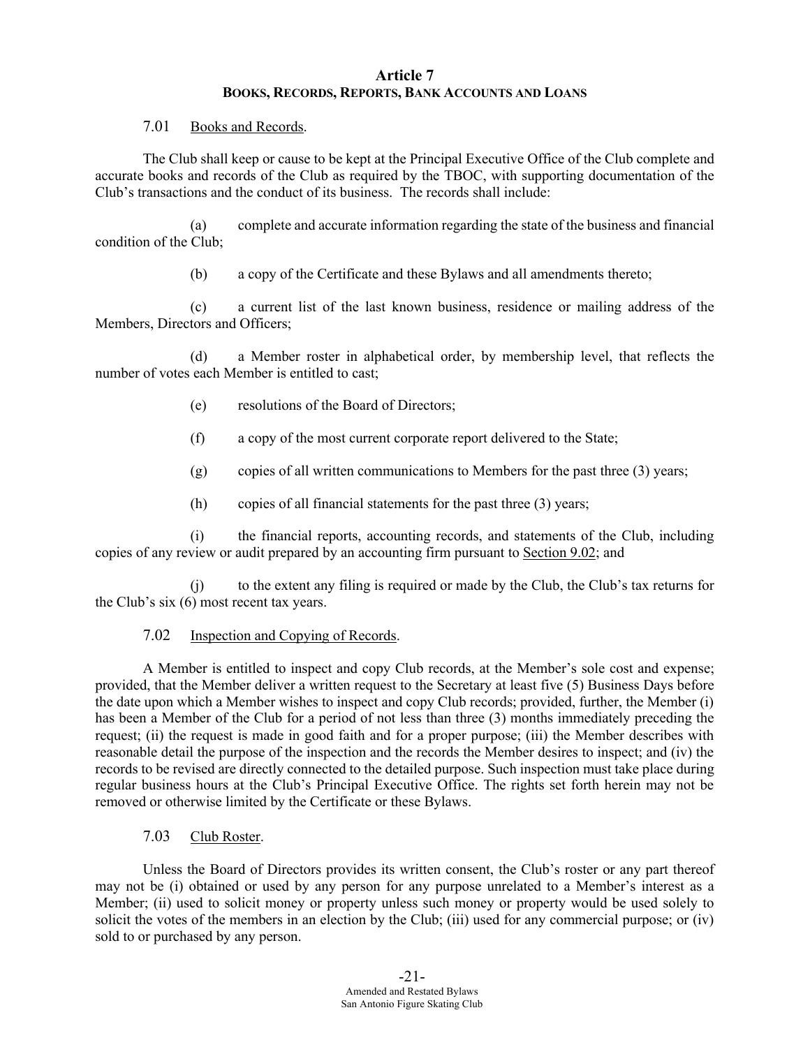# Article 7
## BOOKS, RECORDS, REPORTS, BANK ACCOUNTS AND LOANS

### 7.01 Books and Records.

The Club shall keep or cause to be kept at the Principal Executive Office of the Club complete and accurate books and records of the Club as required by the TBOC, with supporting documentation of the Club's transactions and the conduct of its business. The records shall include:

(a) complete and accurate information regarding the state of the business and financial condition of the Club;

(b) a copy of the Certificate and these Bylaws and all amendments thereto;

(c) a current list of the last known business, residence or mailing address of the Members, Directors and Officers;

(d) a Member roster in alphabetical order, by membership level, that reflects the number of votes each Member is entitled to cast;

(e) resolutions of the Board of Directors;

(f) a copy of the most current corporate report delivered to the State;

(g) copies of all written communications to Members for the past three (3) years;

(h) copies of all financial statements for the past three (3) years;

(i) the financial reports, accounting records, and statements of the Club, including copies of any review or audit prepared by an accounting firm pursuant to Section 9.02; and

(j) to the extent any filing is required or made by the Club, the Club's tax returns for the Club's six (6) most recent tax years.

### 7.02 Inspection and Copying of Records.

A Member is entitled to inspect and copy Club records, at the Member's sole cost and expense; provided, that the Member deliver a written request to the Secretary at least five (5) Business Days before the date upon which a Member wishes to inspect and copy Club records; provided, further, the Member (i) has been a Member of the Club for a period of not less than three (3) months immediately preceding the request; (ii) the request is made in good faith and for a proper purpose; (iii) the Member describes with reasonable detail the purpose of the inspection and the records the Member desires to inspect; and (iv) the records to be revised are directly connected to the detailed purpose. Such inspection must take place during regular business hours at the Club's Principal Executive Office. The rights set forth herein may not be removed or otherwise limited by the Certificate or these Bylaws.

### 7.03 Club Roster.

Unless the Board of Directors provides its written consent, the Club's roster or any part thereof may not be (i) obtained or used by any person for any purpose unrelated to a Member's interest as a Member; (ii) used to solicit money or property unless such money or property would be used solely to solicit the votes of the members in an election by the Club; (iii) used for any commercial purpose; or (iv) sold to or purchased by any person.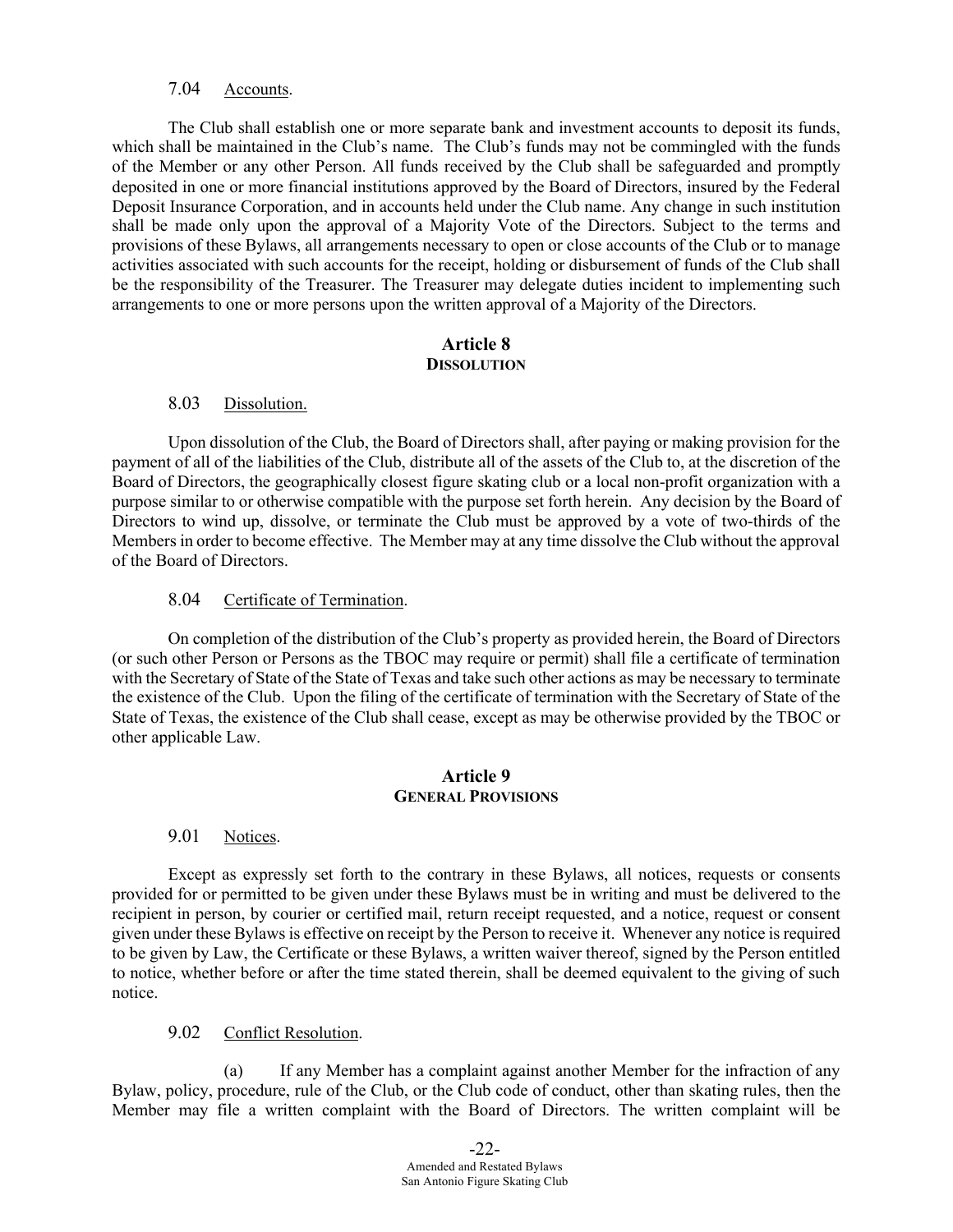7.04 Accounts.

The Club shall establish one or more separate bank and investment accounts to deposit its funds, which shall be maintained in the Club's name. The Club's funds may not be commingled with the funds of the Member or any other Person. All funds received by the Club shall be safeguarded and promptly deposited in one or more financial institutions approved by the Board of Directors, insured by the Federal Deposit Insurance Corporation, and in accounts held under the Club name. Any change in such institution shall be made only upon the approval of a Majority Vote of the Directors. Subject to the terms and provisions of these Bylaws, all arrangements necessary to open or close accounts of the Club or to manage activities associated with such accounts for the receipt, holding or disbursement of funds of the Club shall be the responsibility of the Treasurer. The Treasurer may delegate duties incident to implementing such arrangements to one or more persons upon the written approval of a Majority of the Directors.

## Article 8
**DISSOLUTION**

8.03 Dissolution.

Upon dissolution of the Club, the Board of Directors shall, after paying or making provision for the payment of all of the liabilities of the Club, distribute all of the assets of the Club to, at the discretion of the Board of Directors, the geographically closest figure skating club or a local non-profit organization with a purpose similar to or otherwise compatible with the purpose set forth herein. Any decision by the Board of Directors to wind up, dissolve, or terminate the Club must be approved by a vote of two-thirds of the Members in order to become effective. The Member may at any time dissolve the Club without the approval of the Board of Directors.

8.04 Certificate of Termination.

On completion of the distribution of the Club's property as provided herein, the Board of Directors (or such other Person or Persons as the TBOC may require or permit) shall file a certificate of termination with the Secretary of State of the State of Texas and take such other actions as may be necessary to terminate the existence of the Club. Upon the filing of the certificate of termination with the Secretary of State of the State of Texas, the existence of the Club shall cease, except as may be otherwise provided by the TBOC or other applicable Law.

## Article 9
**GENERAL PROVISIONS**

9.01 Notices.

Except as expressly set forth to the contrary in these Bylaws, all notices, requests or consents provided for or permitted to be given under these Bylaws must be in writing and must be delivered to the recipient in person, by courier or certified mail, return receipt requested, and a notice, request or consent given under these Bylaws is effective on receipt by the Person to receive it. Whenever any notice is required to be given by Law, the Certificate or these Bylaws, a written waiver thereof, signed by the Person entitled to notice, whether before or after the time stated therein, shall be deemed equivalent to the giving of such notice.

9.02 Conflict Resolution.

(a) If any Member has a complaint against another Member for the infraction of any Bylaw, policy, procedure, rule of the Club, or the Club code of conduct, other than skating rules, then the Member may file a written complaint with the Board of Directors. The written complaint will be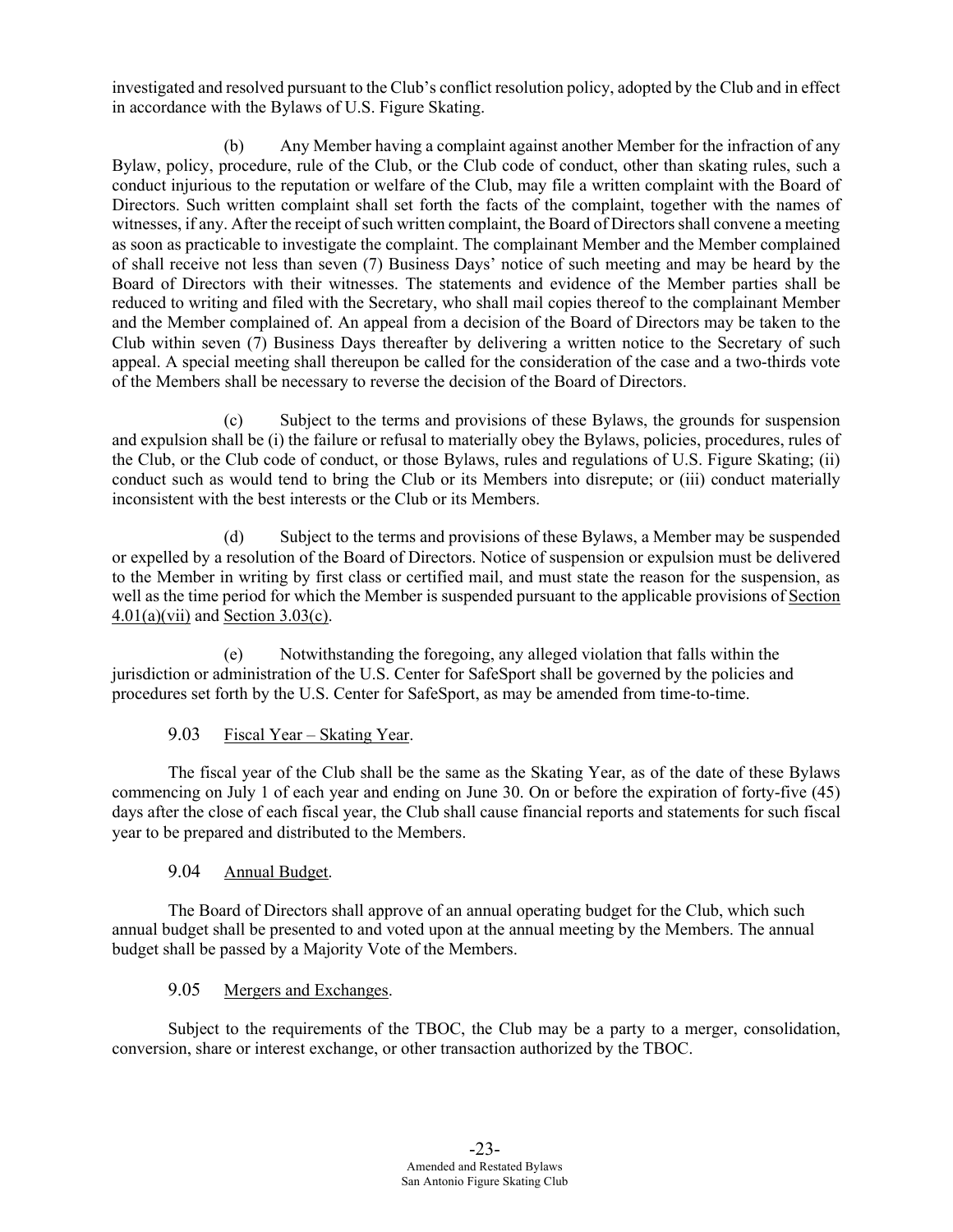investigated and resolved pursuant to the Club's conflict resolution policy, adopted by the Club and in effect in accordance with the Bylaws of U.S. Figure Skating.

(b) Any Member having a complaint against another Member for the infraction of any Bylaw, policy, procedure, rule of the Club, or the Club code of conduct, other than skating rules, such a conduct injurious to the reputation or welfare of the Club, may file a written complaint with the Board of Directors. Such written complaint shall set forth the facts of the complaint, together with the names of witnesses, if any. After the receipt of such written complaint, the Board of Directors shall convene a meeting as soon as practicable to investigate the complaint. The complainant Member and the Member complained of shall receive not less than seven (7) Business Days' notice of such meeting and may be heard by the Board of Directors with their witnesses. The statements and evidence of the Member parties shall be reduced to writing and filed with the Secretary, who shall mail copies thereof to the complainant Member and the Member complained of. An appeal from a decision of the Board of Directors may be taken to the Club within seven (7) Business Days thereafter by delivering a written notice to the Secretary of such appeal. A special meeting shall thereupon be called for the consideration of the case and a two-thirds vote of the Members shall be necessary to reverse the decision of the Board of Directors.

(c) Subject to the terms and provisions of these Bylaws, the grounds for suspension and expulsion shall be (i) the failure or refusal to materially obey the Bylaws, policies, procedures, rules of the Club, or the Club code of conduct, or those Bylaws, rules and regulations of U.S. Figure Skating; (ii) conduct such as would tend to bring the Club or its Members into disrepute; or (iii) conduct materially inconsistent with the best interests or the Club or its Members.

(d) Subject to the terms and provisions of these Bylaws, a Member may be suspended or expelled by a resolution of the Board of Directors. Notice of suspension or expulsion must be delivered to the Member in writing by first class or certified mail, and must state the reason for the suspension, as well as the time period for which the Member is suspended pursuant to the applicable provisions of Section 4.01(a)(vii) and Section 3.03(c).

(e) Notwithstanding the foregoing, any alleged violation that falls within the jurisdiction or administration of the U.S. Center for SafeSport shall be governed by the policies and procedures set forth by the U.S. Center for SafeSport, as may be amended from time-to-time.

### 9.03 Fiscal Year – Skating Year.

The fiscal year of the Club shall be the same as the Skating Year, as of the date of these Bylaws commencing on July 1 of each year and ending on June 30. On or before the expiration of forty-five (45) days after the close of each fiscal year, the Club shall cause financial reports and statements for such fiscal year to be prepared and distributed to the Members.

### 9.04 Annual Budget.

The Board of Directors shall approve of an annual operating budget for the Club, which such annual budget shall be presented to and voted upon at the annual meeting by the Members. The annual budget shall be passed by a Majority Vote of the Members.

### 9.05 Mergers and Exchanges.

Subject to the requirements of the TBOC, the Club may be a party to a merger, consolidation, conversion, share or interest exchange, or other transaction authorized by the TBOC.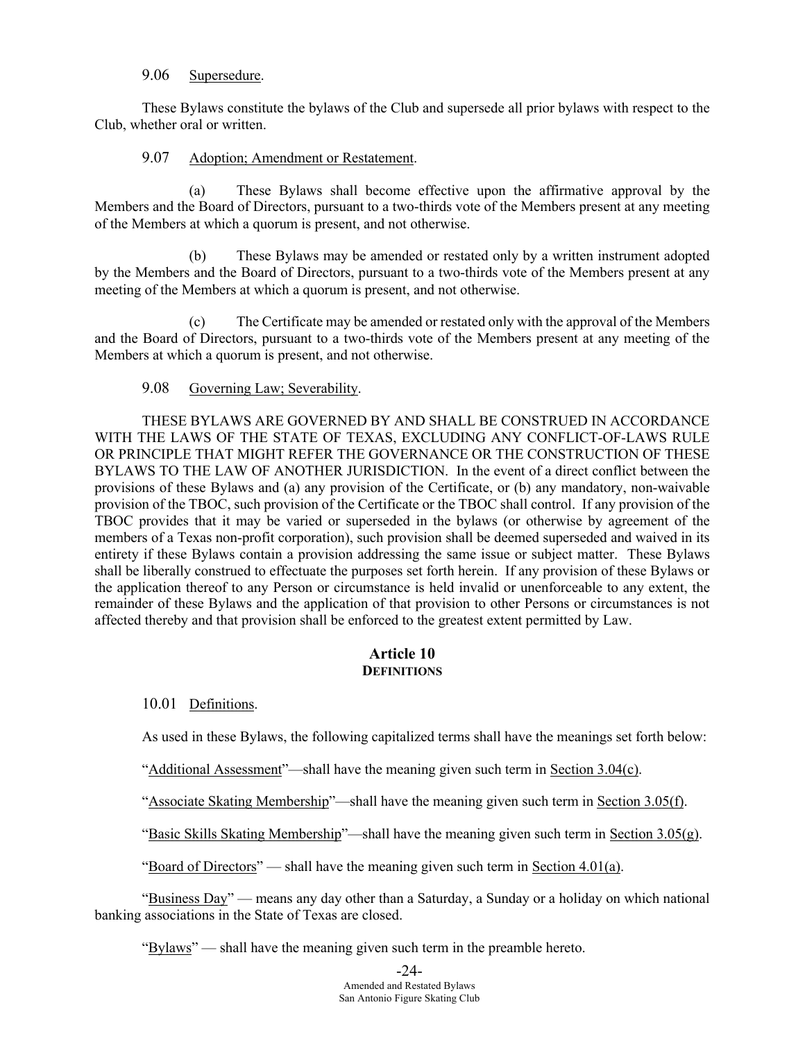9.06 Supersedure.

These Bylaws constitute the bylaws of the Club and supersede all prior bylaws with respect to the Club, whether oral or written.

9.07 Adoption; Amendment or Restatement.

(a) These Bylaws shall become effective upon the affirmative approval by the Members and the Board of Directors, pursuant to a two-thirds vote of the Members present at any meeting of the Members at which a quorum is present, and not otherwise.

(b) These Bylaws may be amended or restated only by a written instrument adopted by the Members and the Board of Directors, pursuant to a two-thirds vote of the Members present at any meeting of the Members at which a quorum is present, and not otherwise.

(c) The Certificate may be amended or restated only with the approval of the Members and the Board of Directors, pursuant to a two-thirds vote of the Members present at any meeting of the Members at which a quorum is present, and not otherwise.

9.08 Governing Law; Severability.

THESE BYLAWS ARE GOVERNED BY AND SHALL BE CONSTRUED IN ACCORDANCE WITH THE LAWS OF THE STATE OF TEXAS, EXCLUDING ANY CONFLICT-OF-LAWS RULE OR PRINCIPLE THAT MIGHT REFER THE GOVERNANCE OR THE CONSTRUCTION OF THESE BYLAWS TO THE LAW OF ANOTHER JURISDICTION. In the event of a direct conflict between the provisions of these Bylaws and (a) any provision of the Certificate, or (b) any mandatory, non-waivable provision of the TBOC, such provision of the Certificate or the TBOC shall control. If any provision of the TBOC provides that it may be varied or superseded in the bylaws (or otherwise by agreement of the members of a Texas non-profit corporation), such provision shall be deemed superseded and waived in its entirety if these Bylaws contain a provision addressing the same issue or subject matter. These Bylaws shall be liberally construed to effectuate the purposes set forth herein. If any provision of these Bylaws or the application thereof to any Person or circumstance is held invalid or unenforceable to any extent, the remainder of these Bylaws and the application of that provision to other Persons or circumstances is not affected thereby and that provision shall be enforced to the greatest extent permitted by Law.

## Article 10
## DEFINITIONS

10.01 Definitions.

As used in these Bylaws, the following capitalized terms shall have the meanings set forth below:

"Additional Assessment"—shall have the meaning given such term in Section 3.04(c).

"Associate Skating Membership"—shall have the meaning given such term in Section 3.05(f).

"Basic Skills Skating Membership"—shall have the meaning given such term in Section 3.05(g).

"Board of Directors" — shall have the meaning given such term in Section 4.01(a).

"Business Day" — means any day other than a Saturday, a Sunday or a holiday on which national banking associations in the State of Texas are closed.

"Bylaws" — shall have the meaning given such term in the preamble hereto.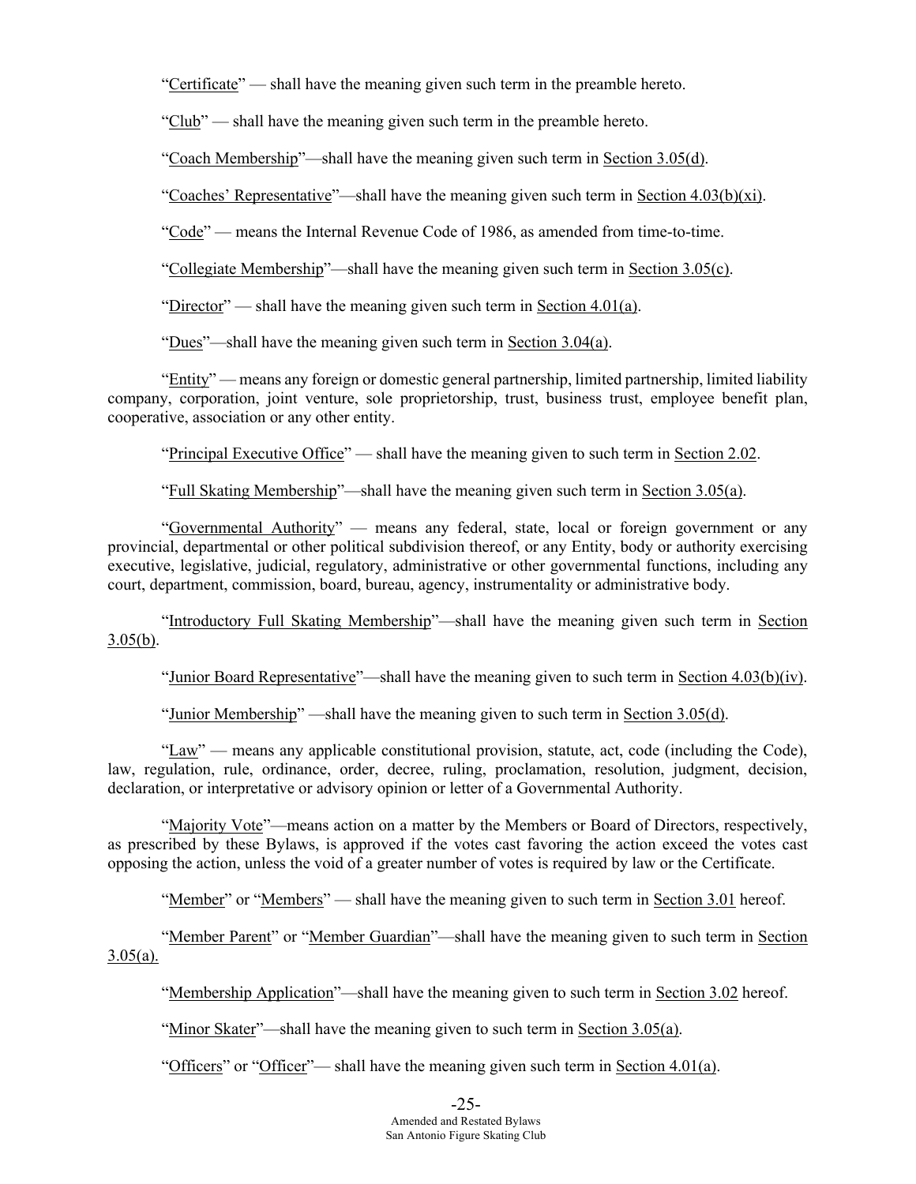"Certificate" — shall have the meaning given such term in the preamble hereto.

"Club" — shall have the meaning given such term in the preamble hereto.

"Coach Membership"—shall have the meaning given such term in Section 3.05(d).

"Coaches' Representative"—shall have the meaning given such term in Section 4.03(b)(xi).

"Code" — means the Internal Revenue Code of 1986, as amended from time-to-time.

"Collegiate Membership"—shall have the meaning given such term in Section 3.05(c).

"Director" — shall have the meaning given such term in Section 4.01(a).

"Dues"—shall have the meaning given such term in Section 3.04(a).

"Entity" — means any foreign or domestic general partnership, limited partnership, limited liability company, corporation, joint venture, sole proprietorship, trust, business trust, employee benefit plan, cooperative, association or any other entity.

"Principal Executive Office" — shall have the meaning given to such term in Section 2.02.

"Full Skating Membership"—shall have the meaning given such term in Section 3.05(a).

"Governmental Authority" — means any federal, state, local or foreign government or any provincial, departmental or other political subdivision thereof, or any Entity, body or authority exercising executive, legislative, judicial, regulatory, administrative or other governmental functions, including any court, department, commission, board, bureau, agency, instrumentality or administrative body.

"Introductory Full Skating Membership"—shall have the meaning given such term in Section 3.05(b).

"Junior Board Representative"—shall have the meaning given to such term in Section 4.03(b)(iv).

"Junior Membership" —shall have the meaning given to such term in Section 3.05(d).

"Law" — means any applicable constitutional provision, statute, act, code (including the Code), law, regulation, rule, ordinance, order, decree, ruling, proclamation, resolution, judgment, decision, declaration, or interpretative or advisory opinion or letter of a Governmental Authority.

"Majority Vote"—means action on a matter by the Members or Board of Directors, respectively, as prescribed by these Bylaws, is approved if the votes cast favoring the action exceed the votes cast opposing the action, unless the void of a greater number of votes is required by law or the Certificate.

"Member" or "Members" — shall have the meaning given to such term in Section 3.01 hereof.

"Member Parent" or "Member Guardian"—shall have the meaning given to such term in Section 3.05(a).

"Membership Application"—shall have the meaning given to such term in Section 3.02 hereof.

"Minor Skater"—shall have the meaning given to such term in Section 3.05(a).

"Officers" or "Officer"— shall have the meaning given such term in Section 4.01(a).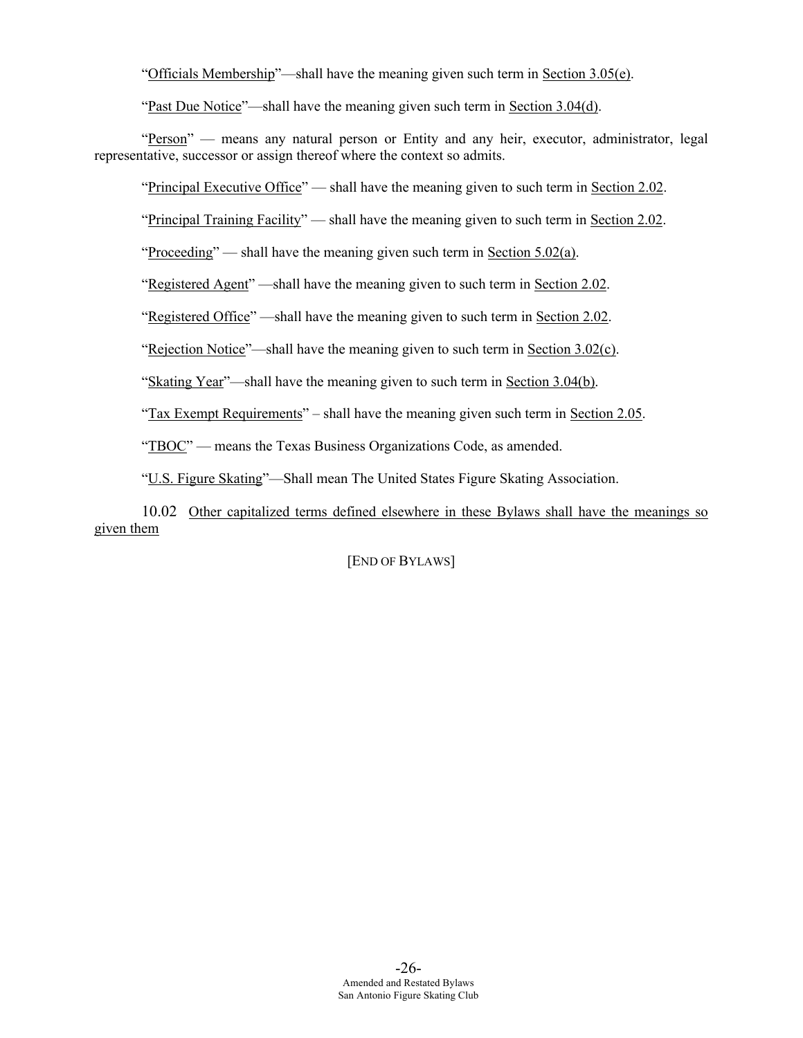"Officials Membership"—shall have the meaning given such term in Section 3.05(e).

"Past Due Notice"—shall have the meaning given such term in Section 3.04(d).

"Person" — means any natural person or Entity and any heir, executor, administrator, legal representative, successor or assign thereof where the context so admits.

"Principal Executive Office" — shall have the meaning given to such term in Section 2.02.

"Principal Training Facility" — shall have the meaning given to such term in Section 2.02.

"Proceeding" — shall have the meaning given such term in Section 5.02(a).

"Registered Agent" —shall have the meaning given to such term in Section 2.02.

"Registered Office" —shall have the meaning given to such term in Section 2.02.

"Rejection Notice"—shall have the meaning given to such term in Section 3.02(c).

"Skating Year"—shall have the meaning given to such term in Section 3.04(b).

"Tax Exempt Requirements" – shall have the meaning given such term in Section 2.05.

"TBOC" — means the Texas Business Organizations Code, as amended.

"U.S. Figure Skating"—Shall mean The United States Figure Skating Association.

10.02 Other capitalized terms defined elsewhere in these Bylaws shall have the meanings so given them

[END OF BYLAWS]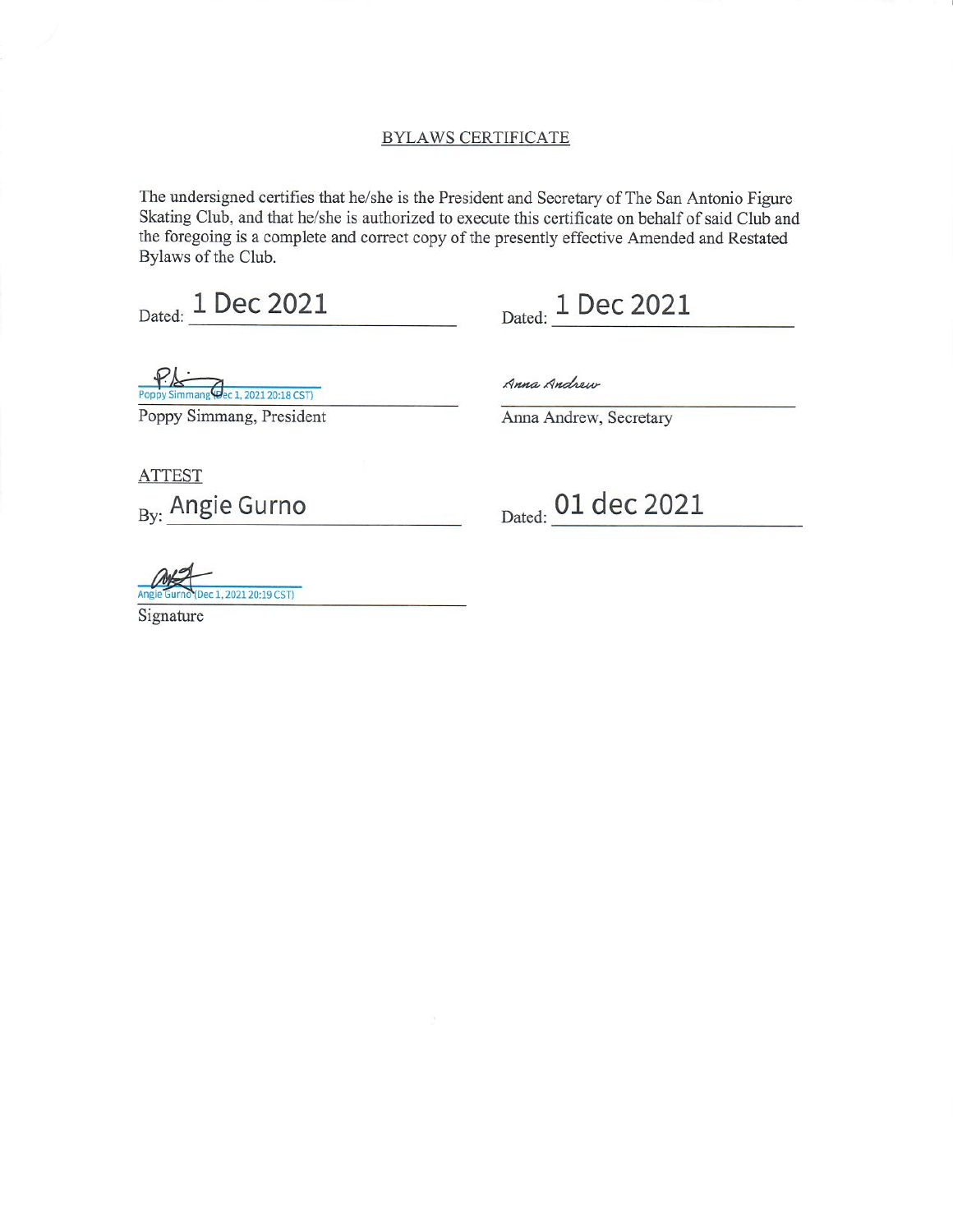## BYLAWS CERTIFICATE

The undersigned certifies that he/she is the President and Secretary of The San Antonio Figure Skating Club, and that he/she is authorized to execute this certificate on behalf of said Club and the foregoing is a complete and correct copy of the presently effective Amended and Restated Bylaws of the Club.

Dated: 1 Dec 2021

Poppy Simmang (Dec 1, 2021 20:18 CST)

Poppy Simmang, President

Dated: 1 Dec 2021

Anna Andrew

Anna Andrew, Secretary

ATTEST

By: Angie Gurno

Dated: 01 dec 2021

Angie Gurno (Dec 1, 2021 20:19 CST)

Signature